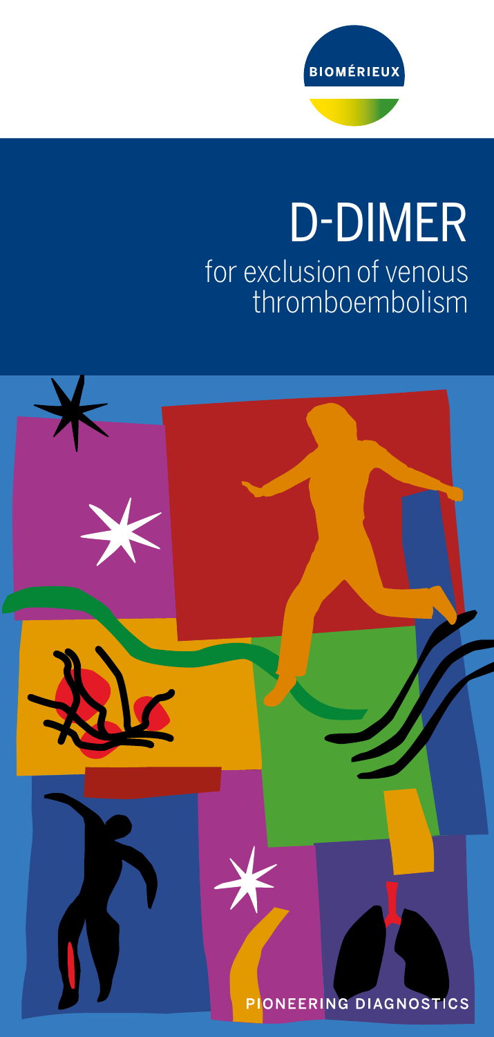BIOMÉRIEUX

# D-DIMER

## for exclusion of venous thromboembolism

PIONEERING DIAGNOSTICS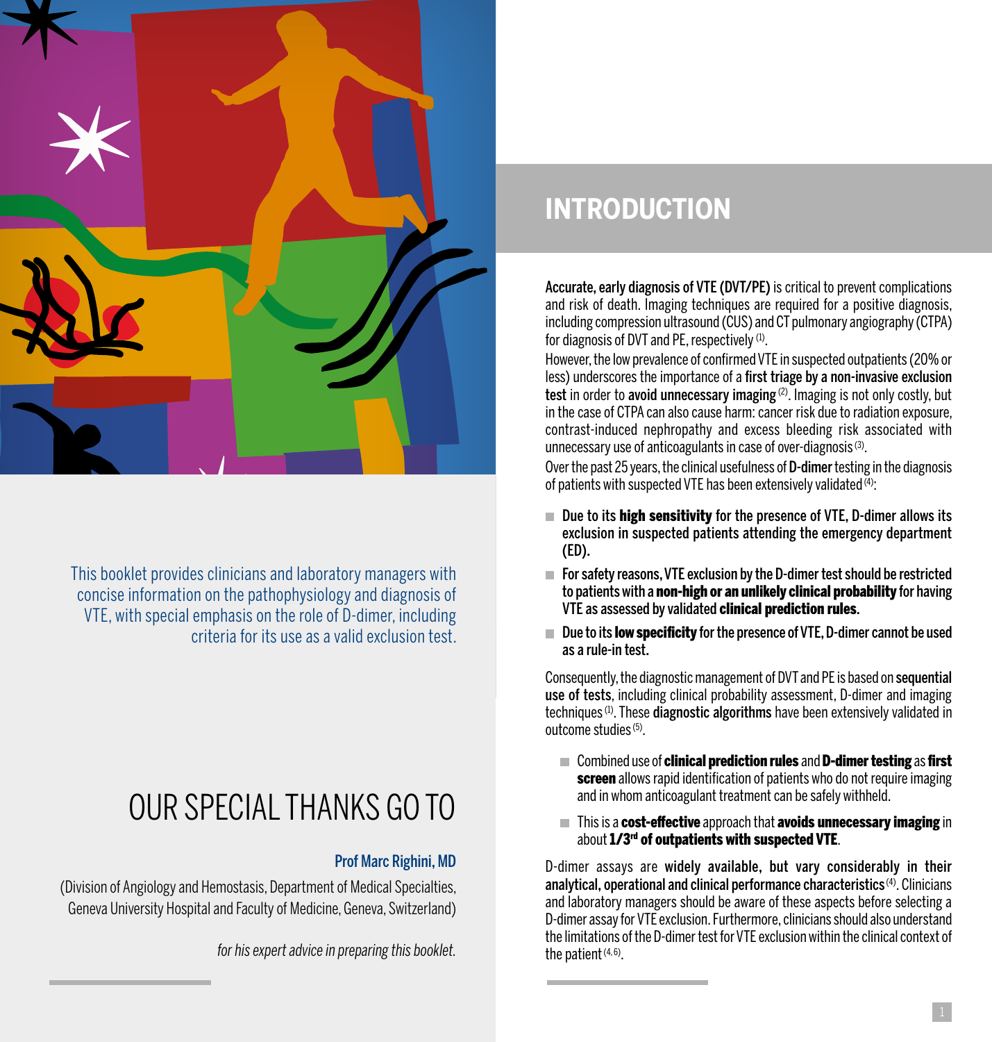This booklet provides clinicians and laboratory managers with concise information on the pathophysiology and diagnosis of VTE, with special emphasis on the role of D-dimer, including criteria for its use as a valid exclusion test.

# OUR SPECIAL THANKS GO TO

**Prof Marc Righini, MD**

(Division of Angiology and Hemostasis, Department of Medical Specialties, Geneva University Hospital and Faculty of Medicine, Geneva, Switzerland)

*for his expert advice in preparing this booklet.*

# INTRODUCTION

**Accurate, early diagnosis of VTE (DVT/PE)** is critical to prevent complications and risk of death. Imaging techniques are required for a positive diagnosis, including compression ultrasound (CUS) and CT pulmonary angiography (CTPA) for diagnosis of DVT and PE, respectively [1].

However, the low prevalence of confirmed VTE in suspected outpatients (20% or less) underscores the importance of a **first triage by a non-invasive exclusion test** in order to **avoid unnecessary imaging** [2]. Imaging is not only costly, but in the case of CTPA can also cause harm: cancer risk due to radiation exposure, contrast-induced nephropathy and excess bleeding risk associated with unnecessary use of anticoagulants in case of over-diagnosis [3].

Over the past 25 years, the clinical usefulness of **D-dimer** testing in the diagnosis of patients with suspected VTE has been extensively validated [4]:

- **Due to its high sensitivity for the presence of VTE, D-dimer allows its exclusion in suspected patients attending the emergency department (ED).**
- **For safety reasons, VTE exclusion by the D-dimer test should be restricted to patients with a non-high or an unlikely clinical probability for having VTE as assessed by validated clinical prediction rules.**
- **Due to its low specificity for the presence of VTE, D-dimer cannot be used as a rule-in test.**

Consequently, the diagnostic management of DVT and PE is based on **sequential use of tests**, including clinical probability assessment, D-dimer and imaging techniques [1]. These **diagnostic algorithms** have been extensively validated in outcome studies [5].

- Combined use of **clinical prediction rules** and **D-dimer testing** as **first screen** allows rapid identification of patients who do not require imaging and in whom anticoagulant treatment can be safely withheld.
- This is a **cost-effective** approach that **avoids unnecessary imaging** in about **1/3rd of outpatients with suspected VTE**.

D-dimer assays are **widely available, but vary considerably in their analytical, operational and clinical performance characteristics** [4]. Clinicians and laboratory managers should be aware of these aspects before selecting a D-dimer assay for VTE exclusion. Furthermore, clinicians should also understand the limitations of the D-dimer test for VTE exclusion within the clinical context of the patient [4, 6].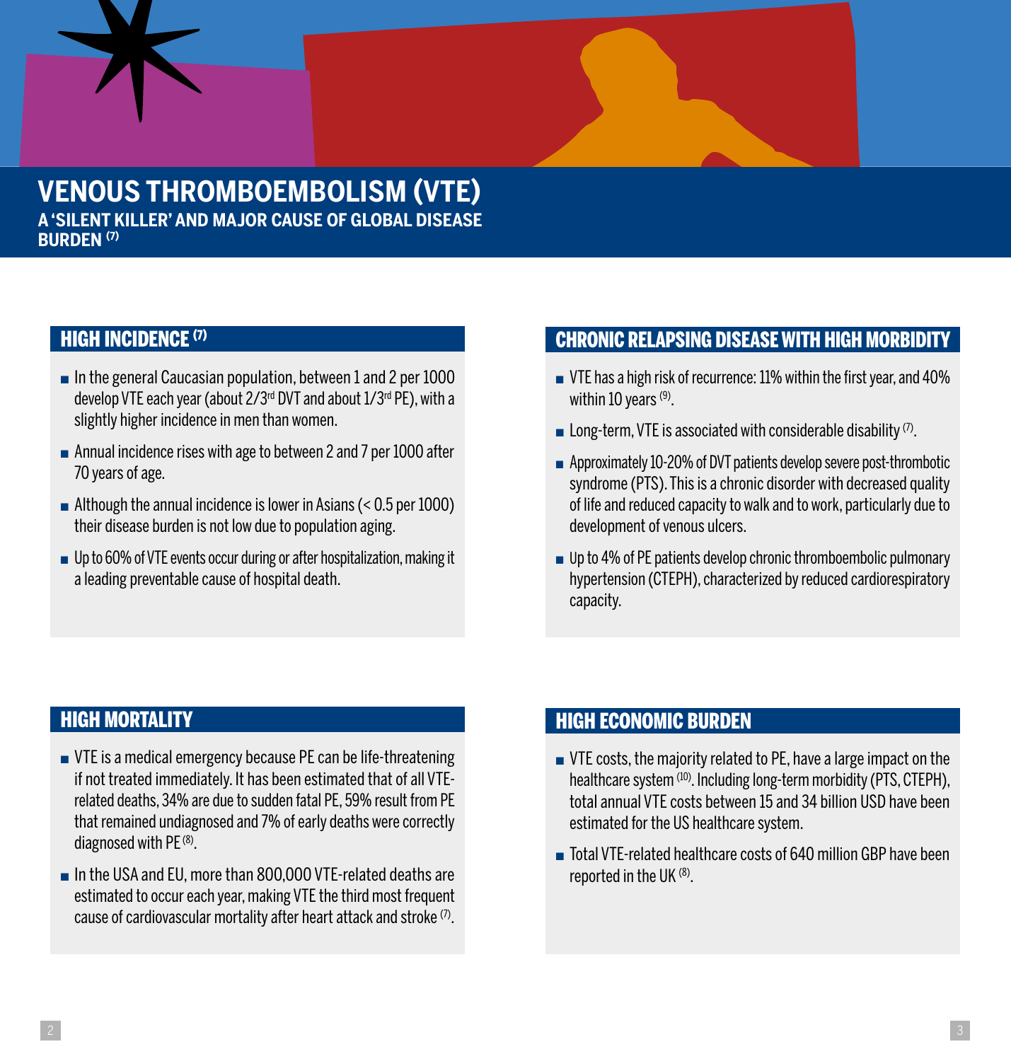# VENOUS THROMBOEMBOLISM (VTE)

**A 'SILENT KILLER' AND MAJOR CAUSE OF GLOBAL DISEASE BURDEN [7]**

## HIGH INCIDENCE [7]

- In the general Caucasian population, between 1 and 2 per 1000 develop VTE each year (about 2/3rd DVT and about 1/3rd PE), with a slightly higher incidence in men than women.
- Annual incidence rises with age to between 2 and 7 per 1000 after 70 years of age.
- Although the annual incidence is lower in Asians (< 0.5 per 1000) their disease burden is not low due to population aging.
- Up to 60% of VTE events occur during or after hospitalization, making it a leading preventable cause of hospital death.

## HIGH MORTALITY

- VTE is a medical emergency because PE can be life-threatening if not treated immediately. It has been estimated that of all VTE-related deaths, 34% are due to sudden fatal PE, 59% result from PE that remained undiagnosed and 7% of early deaths were correctly diagnosed with PE [8].
- In the USA and EU, more than 800,000 VTE-related deaths are estimated to occur each year, making VTE the third most frequent cause of cardiovascular mortality after heart attack and stroke [7].

## CHRONIC RELAPSING DISEASE WITH HIGH MORBIDITY

- VTE has a high risk of recurrence: 11% within the first year, and 40% within 10 years [9].
- Long-term, VTE is associated with considerable disability [7].
- Approximately 10-20% of DVT patients develop severe post-thrombotic syndrome (PTS). This is a chronic disorder with decreased quality of life and reduced capacity to walk and to work, particularly due to development of venous ulcers.
- Up to 4% of PE patients develop chronic thromboembolic pulmonary hypertension (CTEPH), characterized by reduced cardiorespiratory capacity.

## HIGH ECONOMIC BURDEN

- VTE costs, the majority related to PE, have a large impact on the healthcare system [10]. Including long-term morbidity (PTS, CTEPH), total annual VTE costs between 15 and 34 billion USD have been estimated for the US healthcare system.
- Total VTE-related healthcare costs of 640 million GBP have been reported in the UK [8].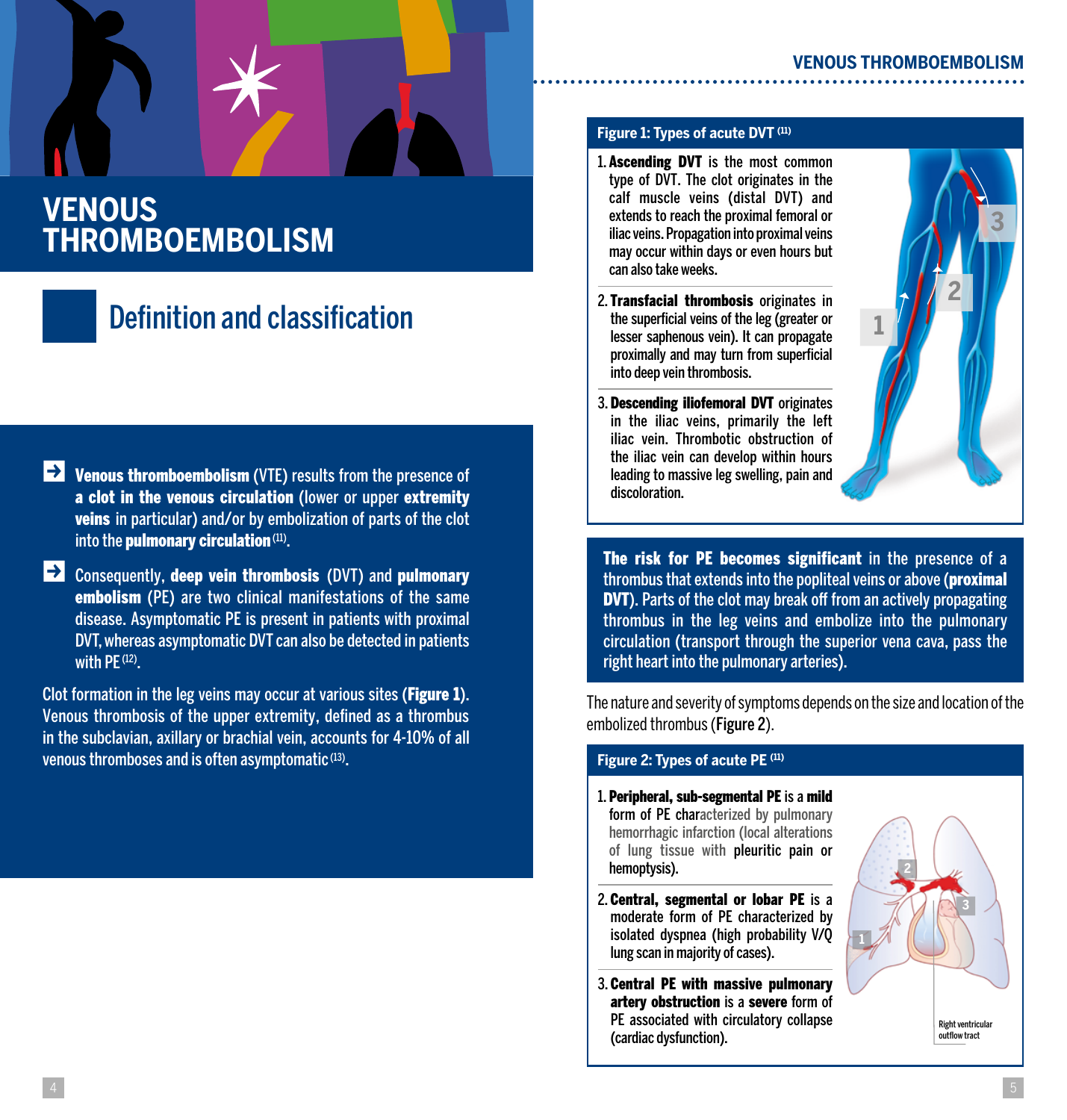# VENOUS THROMBOEMBOLISM

## Definition and classification

- **Venous thromboembolism** (VTE) results from the presence of **a clot in the venous circulation** (lower or upper **extremity veins** in particular) and/or by embolization of parts of the clot into the **pulmonary circulation** [11].
- Consequently, **deep vein thrombosis** (DVT) and **pulmonary embolism** (PE) are two clinical manifestations of the same disease. Asymptomatic PE is present in patients with proximal DVT, whereas asymptomatic DVT can also be detected in patients with PE [12].

Clot formation in the leg veins may occur at various sites (**Figure 1**). Venous thrombosis of the upper extremity, defined as a thrombus in the subclavian, axillary or brachial vein, accounts for 4-10% of all venous thromboses and is often asymptomatic [13].

### Figure 1: Types of acute DVT [11]

1. **Ascending DVT** is the most common type of DVT. The clot originates in the calf muscle veins (distal DVT) and extends to reach the proximal femoral or iliac veins. Propagation into proximal veins may occur within days or even hours but can also take weeks.
2. **Transfacial thrombosis** originates in the superficial veins of the leg (greater or lesser saphenous vein). It can propagate proximally and may turn from superficial into deep vein thrombosis.
3. **Descending iliofemoral DVT** originates in the iliac veins, primarily the left iliac vein. Thrombotic obstruction of the iliac vein can develop within hours leading to massive leg swelling, pain and discoloration.

**The risk for PE becomes significant** in the presence of a thrombus that extends into the popliteal veins or above **(proximal DVT)**. Parts of the clot may break off from an actively propagating thrombus in the leg veins and embolize into the pulmonary circulation (transport through the superior vena cava, pass the right heart into the pulmonary arteries).

The nature and severity of symptoms depends on the size and location of the embolized thrombus (**Figure 2**).

### Figure 2: Types of acute PE [11]

1. **Peripheral, sub-segmental PE** is a **mild** form of PE characterized by pulmonary hemorrhagic infarction (local alterations of lung tissue with **pleuritic pain** or **hemoptysis**).
2. **Central, segmental or lobar PE** is a moderate form of PE characterized by isolated dyspnea (high probability V/Q lung scan in majority of cases).
3. **Central PE with massive pulmonary artery obstruction** is a **severe** form of PE associated with circulatory collapse (cardiac dysfunction).

Right ventricular outflow tract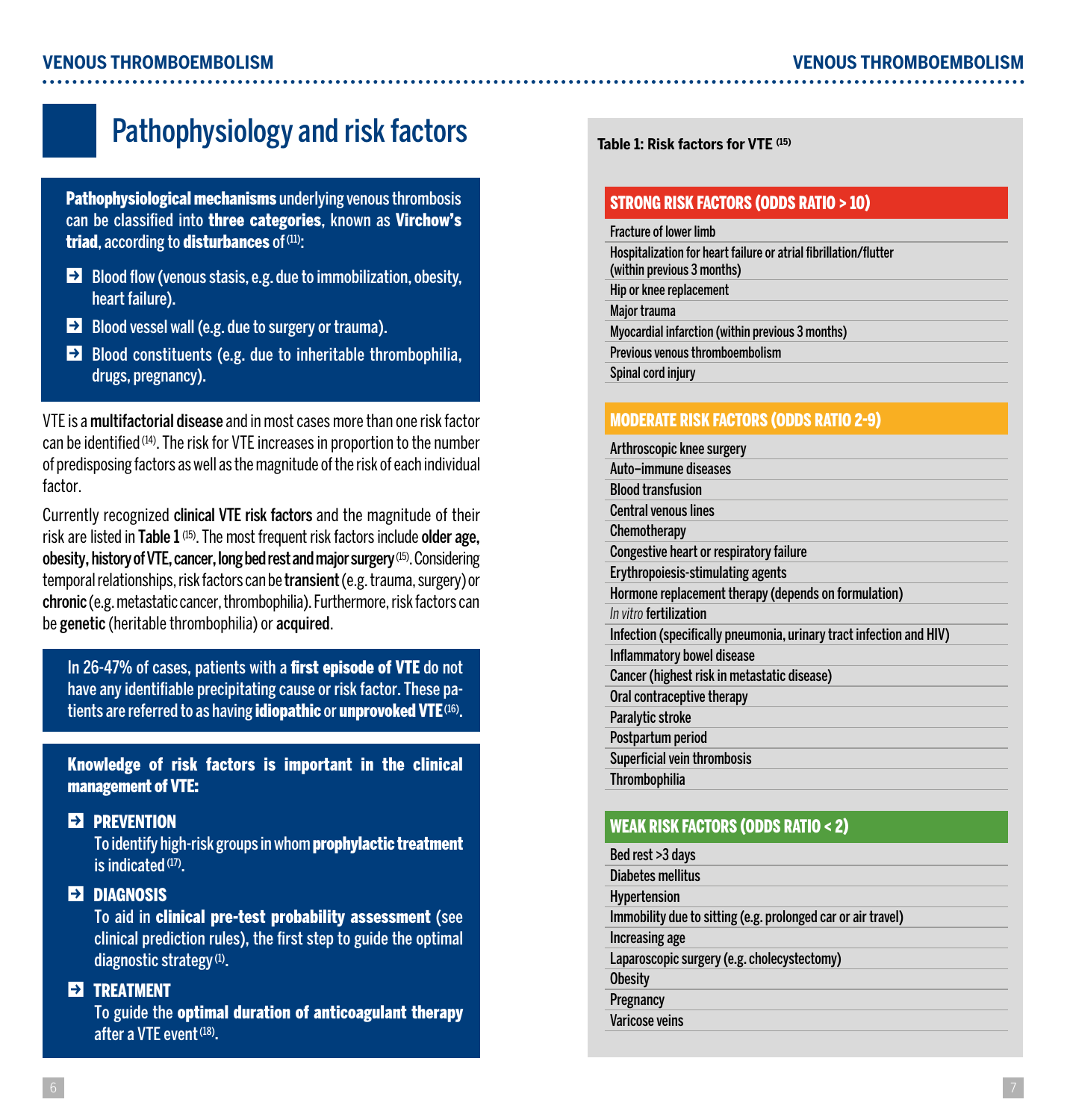## Pathophysiology and risk factors

**Pathophysiological mechanisms** underlying venous thrombosis can be classified into **three categories**, known as **Virchow's triad**, according to **disturbances** of [11]:

- Blood flow (venous stasis, e.g. due to immobilization, obesity, heart failure).
- Blood vessel wall (e.g. due to surgery or trauma).
- Blood constituents (e.g. due to inheritable thrombophilia, drugs, pregnancy).

VTE is a **multifactorial disease** and in most cases more than one risk factor can be identified [14]. The risk for VTE increases in proportion to the number of predisposing factors as well as the magnitude of the risk of each individual factor.

Currently recognized **clinical VTE risk factors** and the magnitude of their risk are listed in **Table 1** [15]. The most frequent risk factors include **older age, obesity, history of VTE, cancer, long bed rest and major surgery** [15]. Considering temporal relationships, risk factors can be **transient** (e.g. trauma, surgery) or **chronic** (e.g. metastatic cancer, thrombophilia). Furthermore, risk factors can be **genetic** (heritable thrombophilia) or **acquired**.

In 26-47% of cases, patients with a **first episode of VTE** do not have any identifiable precipitating cause or risk factor. These patients are referred to as having **idiopathic** or **unprovoked VTE** [16].

**Knowledge of risk factors is important in the clinical management of VTE:**

- **PREVENTION**
  To identify high-risk groups in whom **prophylactic treatment** is indicated [17].
- **DIAGNOSIS**
  To aid in **clinical pre-test probability assessment** (see clinical prediction rules), the first step to guide the optimal diagnostic strategy [1].
- **TREATMENT**
  To guide the **optimal duration of anticoagulant therapy** after a VTE event [18].

**Table 1: Risk factors for VTE** [15]

| **STRONG RISK FACTORS (ODDS RATIO > 10)** |
|---|
| Fracture of lower limb |
| Hospitalization for heart failure or atrial fibrillation/flutter (within previous 3 months) |
| Hip or knee replacement |
| Major trauma |
| Myocardial infarction (within previous 3 months) |
| Previous venous thromboembolism |
| Spinal cord injury |
| **MODERATE RISK FACTORS (ODDS RATIO 2-9)** |
| Arthroscopic knee surgery |
| Auto–immune diseases |
| Blood transfusion |
| Central venous lines |
| Chemotherapy |
| Congestive heart or respiratory failure |
| Erythropoiesis-stimulating agents |
| Hormone replacement therapy (depends on formulation) |
| *In vitro* fertilization |
| Infection (specifically pneumonia, urinary tract infection and HIV) |
| Inflammatory bowel disease |
| Cancer (highest risk in metastatic disease) |
| Oral contraceptive therapy |
| Paralytic stroke |
| Postpartum period |
| Superficial vein thrombosis |
| Thrombophilia |
| **WEAK RISK FACTORS (ODDS RATIO < 2)** |
| Bed rest >3 days |
| Diabetes mellitus |
| Hypertension |
| Immobility due to sitting (e.g. prolonged car or air travel) |
| Increasing age |
| Laparoscopic surgery (e.g. cholecystectomy) |
| Obesity |
| Pregnancy |
| Varicose veins |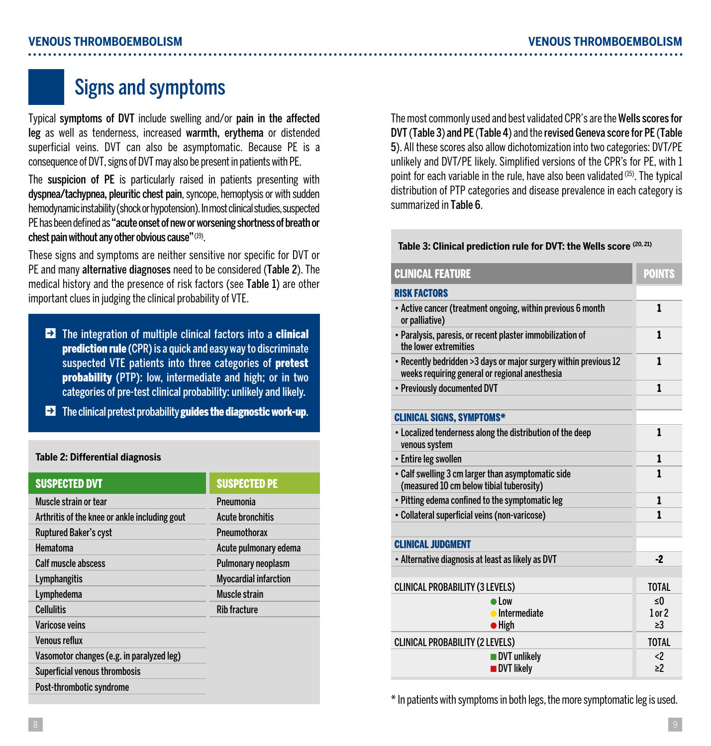# Signs and symptoms

Typical **symptoms of DVT** include swelling and/or **pain in the affected leg** as well as tenderness, increased **warmth, erythema** or distended superficial veins. DVT can also be asymptomatic. Because PE is a consequence of DVT, signs of DVT may also be present in patients with PE.

The **suspicion of PE** is particularly raised in patients presenting with **dyspnea/tachypnea, pleuritic chest pain**, syncope, hemoptysis or with sudden hemodynamic instability (shock or hypotension). In most clinical studies, suspected PE has been defined as **"acute onset of new or worsening shortness of breath or chest pain without any other obvious cause"** [19].

These signs and symptoms are neither sensitive nor specific for DVT or PE and many **alternative diagnoses** need to be considered (Table 2). The medical history and the presence of risk factors (see Table 1) are other important clues in judging the clinical probability of VTE.

- The integration of multiple clinical factors into a **clinical prediction rule** (CPR) is a quick and easy way to discriminate suspected VTE patients into three categories of **pretest probability** (PTP): low, intermediate and high; or in two categories of pre-test clinical probability: unlikely and likely.
- The clinical pretest probability **guides the diagnostic work-up**.

**Table 2: Differential diagnosis**

| SUSPECTED DVT | SUSPECTED PE |
|---|---|
| Muscle strain or tear | Pneumonia |
| Arthritis of the knee or ankle including gout | Acute bronchitis |
| Ruptured Baker's cyst | Pneumothorax |
| Hematoma | Acute pulmonary edema |
| Calf muscle abscess | Pulmonary neoplasm |
| Lymphangitis | Myocardial infarction |
| Lymphedema | Muscle strain |
| Cellulitis | Rib fracture |
| Varicose veins | |
| Venous reflux | |
| Vasomotor changes (e.g. in paralyzed leg) | |
| Superficial venous thrombosis | |
| Post-thrombotic syndrome | |

The most commonly used and best validated CPR's are the **Wells scores for DVT** (Table 3) **and PE** (Table 4) and the **revised Geneva score for PE** (Table 5). All these scores also allow dichotomization into two categories: DVT/PE unlikely and DVT/PE likely. Simplified versions of the CPR's for PE, with 1 point for each variable in the rule, have also been validated [15]. The typical distribution of PTP categories and disease prevalence in each category is summarized in Table 6.

**Table 3: Clinical prediction rule for DVT: the Wells score [20, 21]**

| CLINICAL FEATURE | POINTS |
|---|---|
| **RISK FACTORS** | |
| • Active cancer (treatment ongoing, within previous 6 month or palliative) | 1 |
| • Paralysis, paresis, or recent plaster immobilization of the lower extremities | 1 |
| • Recently bedridden >3 days or major surgery within previous 12 weeks requiring general or regional anesthesia | 1 |
| • Previously documented DVT | 1 |
| **CLINICAL SIGNS, SYMPTOMS*** | |
| • Localized tenderness along the distribution of the deep venous system | 1 |
| • Entire leg swollen | 1 |
| • Calf swelling 3 cm larger than asymptomatic side (measured 10 cm below tibial tuberosity) | 1 |
| • Pitting edema confined to the symptomatic leg | 1 |
| • Collateral superficial veins (non-varicose) | 1 |
| **CLINICAL JUDGMENT** | |
| • Alternative diagnosis at least as likely as DVT | -2 |
| CLINICAL PROBABILITY (3 LEVELS) | TOTAL |
| Low | ≤0 |
| Intermediate | 1 or 2 |
| High | ≥3 |
| CLINICAL PROBABILITY (2 LEVELS) | TOTAL |
| DVT unlikely | <2 |
| DVT likely | ≥2 |

* In patients with symptoms in both legs, the more symptomatic leg is used.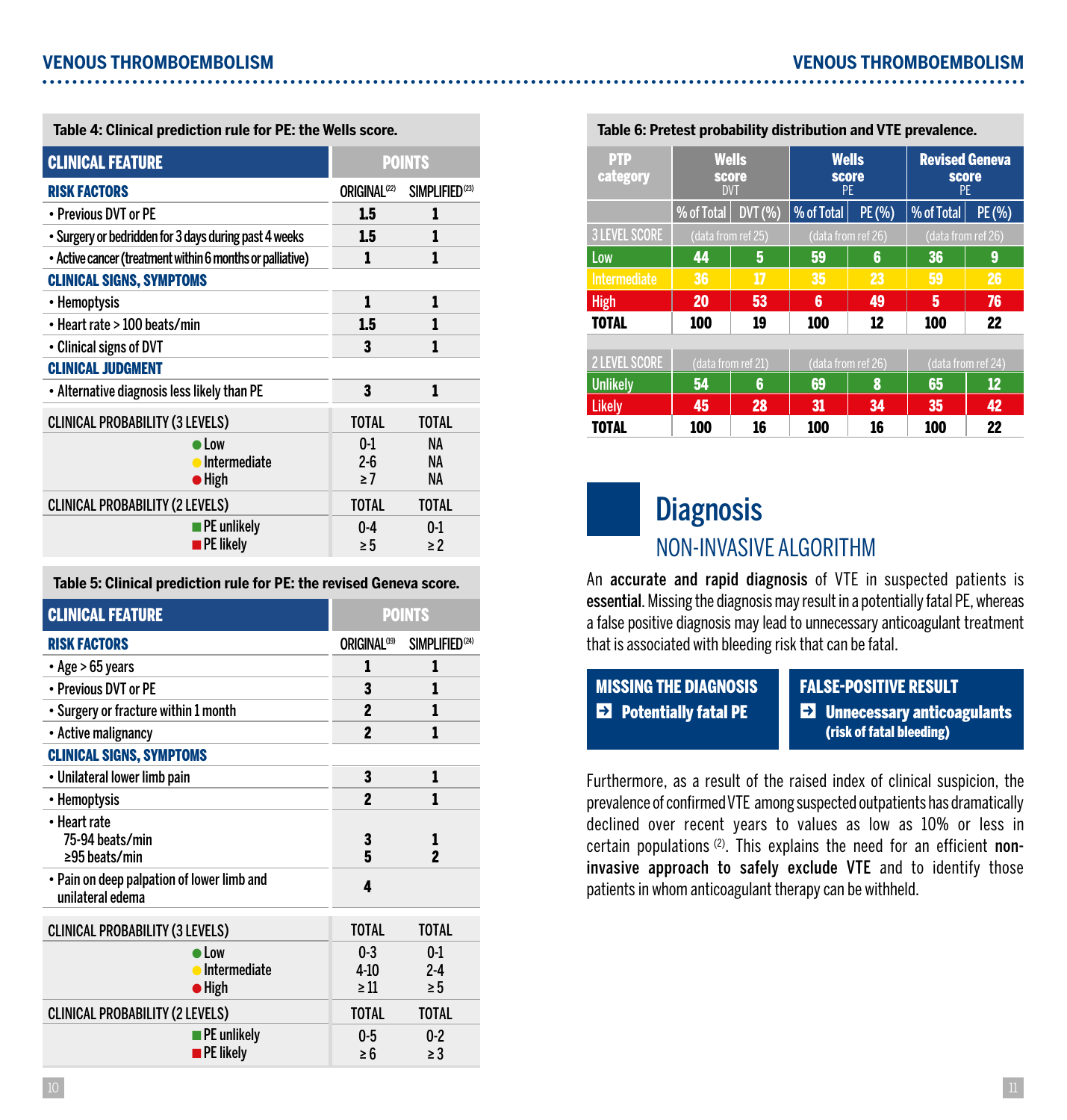**Table 4: Clinical prediction rule for PE: the Wells score.**

| CLINICAL FEATURE | POINTS | |
|---|---|---|
| **RISK FACTORS** | ORIGINAL[22] | SIMPLIFIED[23] |
| • Previous DVT or PE | 1.5 | 1 |
| • Surgery or bedridden for 3 days during past 4 weeks | 1.5 | 1 |
| • Active cancer (treatment within 6 months or palliative) | 1 | 1 |
| **CLINICAL SIGNS, SYMPTOMS** | | |
| • Hemoptysis | 1 | 1 |
| • Heart rate > 100 beats/min | 1.5 | 1 |
| • Clinical signs of DVT | 3 | 1 |
| **CLINICAL JUDGMENT** | | |
| • Alternative diagnosis less likely than PE | 3 | 1 |
| CLINICAL PROBABILITY (3 LEVELS) | TOTAL | TOTAL |
| Low | 0-1 | NA |
| Intermediate | 2-6 | NA |
| High | ≥ 7 | NA |
| CLINICAL PROBABILITY (2 LEVELS) | TOTAL | TOTAL |
| PE unlikely | 0-4 | 0-1 |
| PE likely | ≥ 5 | ≥ 2 |

**Table 5: Clinical prediction rule for PE: the revised Geneva score.**

| CLINICAL FEATURE | POINTS | |
|---|---|---|
| **RISK FACTORS** | ORIGINAL[19] | SIMPLIFIED[24] |
| • Age > 65 years | 1 | 1 |
| • Previous DVT or PE | 3 | 1 |
| • Surgery or fracture within 1 month | 2 | 1 |
| • Active malignancy | 2 | 1 |
| **CLINICAL SIGNS, SYMPTOMS** | | |
| • Unilateral lower limb pain | 3 | 1 |
| • Hemoptysis | 2 | 1 |
| • Heart rate 75-94 beats/min | 3 | 1 |
| • Heart rate ≥95 beats/min | 5 | 2 |
| • Pain on deep palpation of lower limb and unilateral edema | 4 | |
| CLINICAL PROBABILITY (3 LEVELS) | TOTAL | TOTAL |
| Low | 0-3 | 0-1 |
| Intermediate | 4-10 | 2-4 |
| High | ≥ 11 | ≥ 5 |
| CLINICAL PROBABILITY (2 LEVELS) | TOTAL | TOTAL |
| PE unlikely | 0-5 | 0-2 |
| PE likely | ≥ 6 | ≥ 3 |

**Table 6: Pretest probability distribution and VTE prevalence.**

| PTP category | Wells score DVT | | Wells score PE | | Revised Geneva score PE | |
|---|---|---|---|---|---|---|
| | % of Total | DVT (%) | % of Total | PE (%) | % of Total | PE (%) |
| 3 LEVEL SCORE | (data from ref 25) | | (data from ref 26) | | (data from ref 26) | |
| Low | 44 | 5 | 59 | 6 | 36 | 9 |
| Intermediate | 36 | 17 | 35 | 23 | 59 | 26 |
| High | 20 | 53 | 6 | 49 | 5 | 76 |
| TOTAL | 100 | 19 | 100 | 12 | 100 | 22 |
| 2 LEVEL SCORE | (data from ref 21) | | (data from ref 26) | | (data from ref 24) | |
| Unlikely | 54 | 6 | 69 | 8 | 65 | 12 |
| Likely | 45 | 28 | 31 | 34 | 35 | 42 |
| TOTAL | 100 | 16 | 100 | 16 | 100 | 22 |

# Diagnosis

## NON-INVASIVE ALGORITHM

An **accurate and rapid diagnosis** of VTE in suspected patients is **essential**. Missing the diagnosis may result in a potentially fatal PE, whereas a false positive diagnosis may lead to unnecessary anticoagulant treatment that is associated with bleeding risk that can be fatal.

**MISSING THE DIAGNOSIS**
➔ **Potentially fatal PE**

**FALSE-POSITIVE RESULT**
➔ **Unnecessary anticoagulants (risk of fatal bleeding)**

Furthermore, as a result of the raised index of clinical suspicion, the prevalence of confirmed VTE among suspected outpatients has dramatically declined over recent years to values as low as 10% or less in certain populations [2]. This explains the need for an efficient **non-invasive approach to safely exclude VTE** and to identify those patients in whom anticoagulant therapy can be withheld.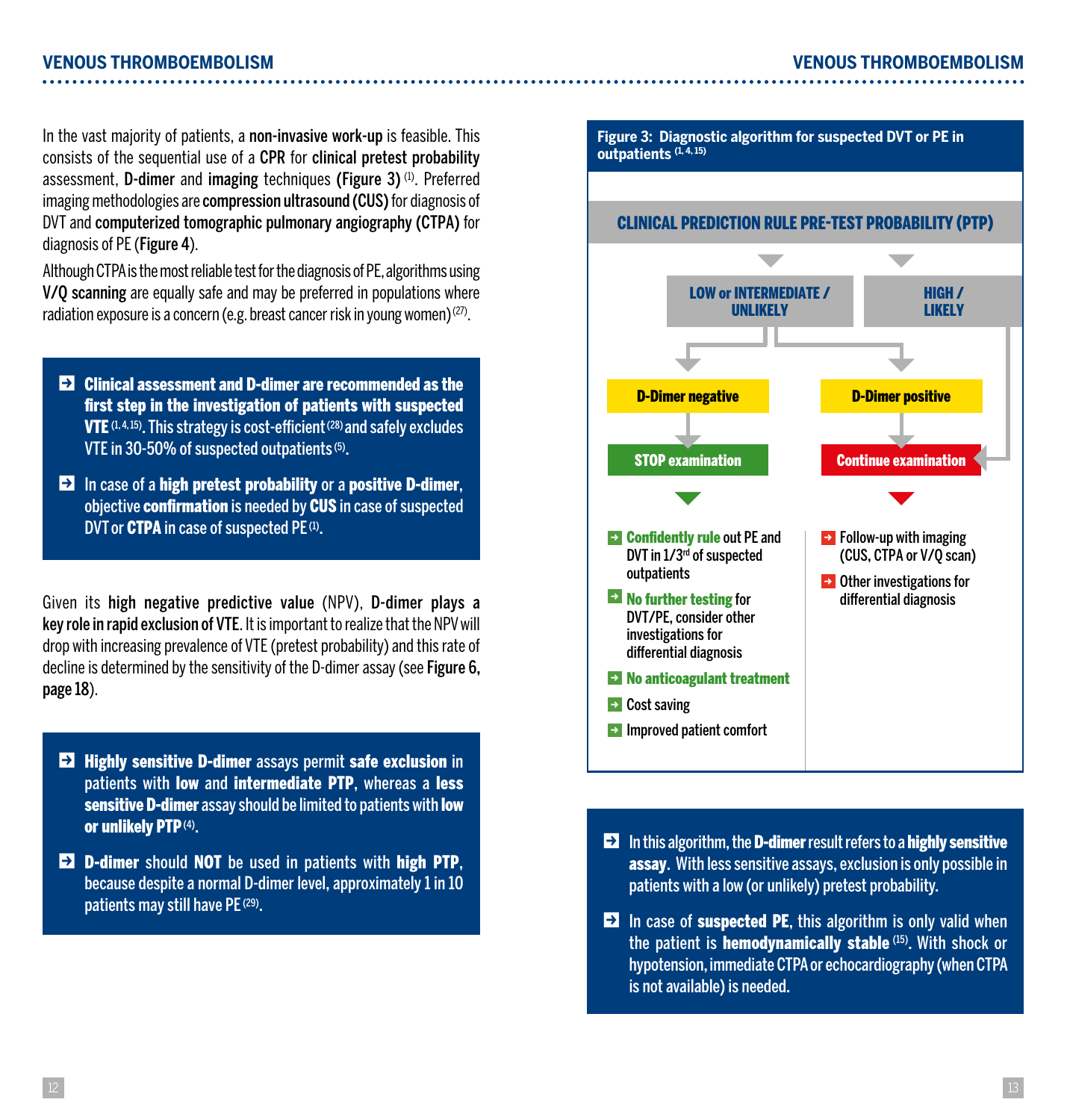In the vast majority of patients, a **non-invasive work-up** is feasible. This consists of the sequential use of a **CPR** for **clinical pretest probability** assessment, **D-dimer** and **imaging** techniques **(Figure 3)** [1]. Preferred imaging methodologies are **compression ultrasound (CUS)** for diagnosis of DVT and **computerized tomographic pulmonary angiography (CTPA)** for diagnosis of PE (**Figure 4**).

Although CTPA is the most reliable test for the diagnosis of PE, algorithms using **V/Q scanning** are equally safe and may be preferred in populations where radiation exposure is a concern (e.g. breast cancer risk in young women) [27].

- **Clinical assessment and D-dimer are recommended as the first step in the investigation of patients with suspected VTE** [1, 4, 15]. This strategy is cost-efficient [28] and safely excludes VTE in 30-50% of suspected outpatients [5].
- In case of a **high pretest probability** or a **positive D-dimer**, objective **confirmation** is needed by **CUS** in case of suspected DVT or **CTPA** in case of suspected PE [1].

Given its **high negative predictive value** (NPV), **D-dimer plays a key role in rapid exclusion of VTE**. It is important to realize that the NPV will drop with increasing prevalence of VTE (pretest probability) and this rate of decline is determined by the sensitivity of the D-dimer assay (see **Figure 6, page 18**).

- **Highly sensitive D-dimer** assays permit **safe exclusion** in patients with **low** and **intermediate PTP**, whereas a **less sensitive D-dimer** assay should be limited to patients with **low or unlikely PTP** [4].
- **D-dimer** should **NOT** be used in patients with **high PTP**, because despite a normal D-dimer level, approximately 1 in 10 patients may still have PE [29].

**Figure 3: Diagnostic algorithm for suspected DVT or PE in outpatients** [1, 4, 15]

**CLINICAL PREDICTION RULE PRE-TEST PROBABILITY (PTP)**

- **LOW or INTERMEDIATE / UNLIKELY** → D-dimer
  - **D-Dimer negative** → **STOP examination**
    - **Confidently rule** out PE and DVT in 1/3rd of suspected outpatients
    - **No further testing** for DVT/PE, consider other investigations for differential diagnosis
    - **No anticoagulant treatment**
    - Cost saving
    - Improved patient comfort
  - **D-Dimer positive** → **Continue examination**
- **HIGH / LIKELY** → **Continue examination**
  - Follow-up with imaging (CUS, CTPA or V/Q scan)
  - Other investigations for differential diagnosis

- In this algorithm, the **D-dimer** result refers to a **highly sensitive assay**. With less sensitive assays, exclusion is only possible in patients with a low (or unlikely) pretest probability.
- In case of **suspected PE**, this algorithm is only valid when the patient is **hemodynamically stable** [15]. With shock or hypotension, immediate CTPA or echocardiography (when CTPA is not available) is needed.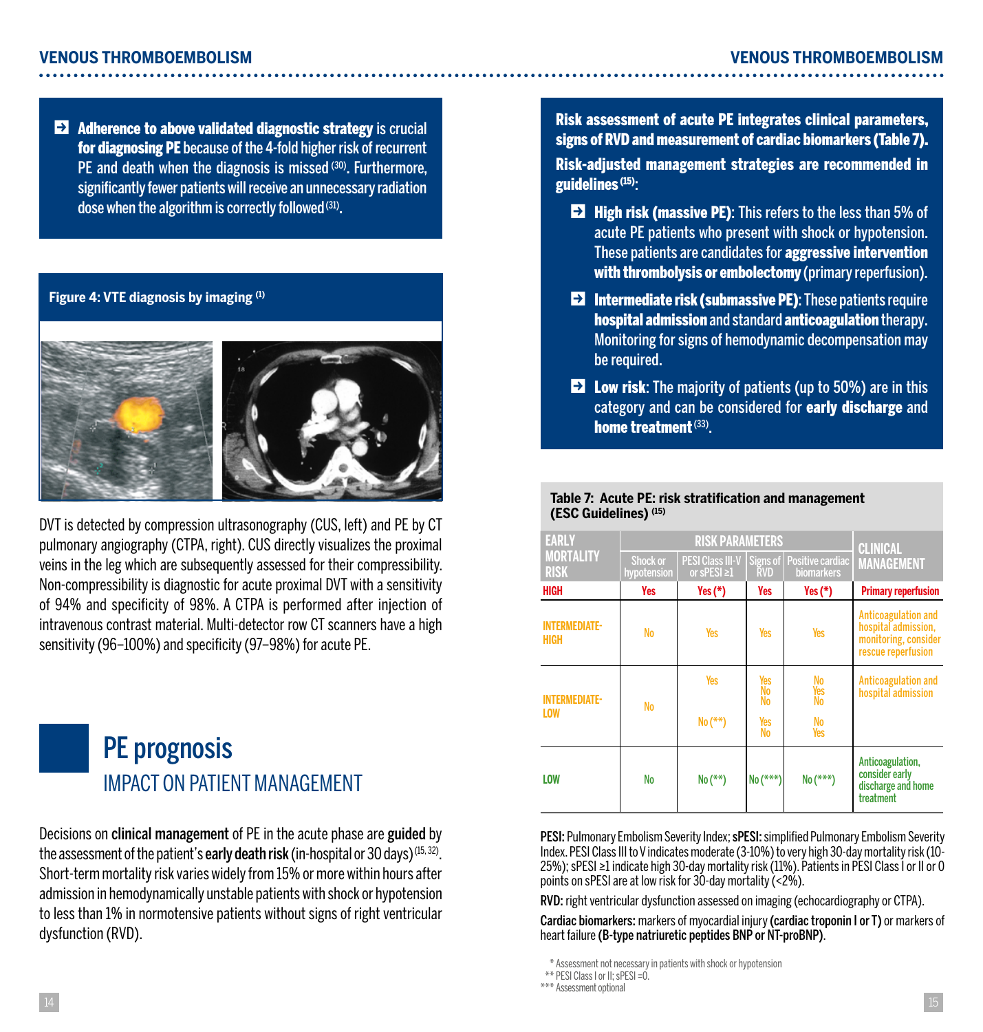- **Adherence to above validated diagnostic strategy** is crucial **for diagnosing PE** because of the 4-fold higher risk of recurrent PE and death when the diagnosis is missed [30]. Furthermore, significantly fewer patients will receive an unnecessary radiation dose when the algorithm is correctly followed [31].

**Figure 4: VTE diagnosis by imaging [1]**

DVT is detected by compression ultrasonography (CUS, left) and PE by CT pulmonary angiography (CTPA, right). CUS directly visualizes the proximal veins in the leg which are subsequently assessed for their compressibility. Non-compressibility is diagnostic for acute proximal DVT with a sensitivity of 94% and specificity of 98%. A CTPA is performed after injection of intravenous contrast material. Multi-detector row CT scanners have a high sensitivity (96–100%) and specificity (97–98%) for acute PE.

# PE prognosis

## IMPACT ON PATIENT MANAGEMENT

Decisions on **clinical management** of PE in the acute phase are **guided** by the assessment of the patient's **early death risk** (in-hospital or 30 days) [15, 32]. Short-term mortality risk varies widely from 15% or more within hours after admission in hemodynamically unstable patients with shock or hypotension to less than 1% in normotensive patients without signs of right ventricular dysfunction (RVD).

**Risk assessment of acute PE integrates clinical parameters, signs of RVD and measurement of cardiac biomarkers (Table 7).**

**Risk-adjusted management strategies are recommended in guidelines [15]:**

- **High risk (massive PE)**: This refers to the less than 5% of acute PE patients who present with shock or hypotension. These patients are candidates for **aggressive intervention with thrombolysis or embolectomy** (primary reperfusion).
- **Intermediate risk (submassive PE)**: These patients require **hospital admission** and standard **anticoagulation** therapy. Monitoring for signs of hemodynamic decompensation may be required.
- **Low risk**: The majority of patients (up to 50%) are in this category and can be considered for **early discharge** and **home treatment** [33].

**Table 7: Acute PE: risk stratification and management (ESC Guidelines) [15]**

| EARLY MORTALITY RISK | RISK PARAMETERS | | | | CLINICAL MANAGEMENT |
|---|---|---|---|---|---|
| | Shock or hypotension | PESI Class III-V or sPESI ≥1 | Signs of RVD | Positive cardiac biomarkers | |
| HIGH | Yes | Yes (*) | Yes | Yes (*) | Primary reperfusion |
| INTERMEDIATE-HIGH | No | Yes | Yes | Yes | Anticoagulation and hospital admission, monitoring, consider rescue reperfusion |
| INTERMEDIATE-LOW | No | Yes | Yes / No / No | No / Yes / No | Anticoagulation and hospital admission |
| | | No (**) | Yes / No | No / Yes | |
| LOW | No | No (**) | No (***) | No (***) | Anticoagulation, consider early discharge and home treatment |

**PESI:** Pulmonary Embolism Severity Index; **sPESI:** simplified Pulmonary Embolism Severity Index. PESI Class III to V indicates moderate (3-10%) to very high 30-day mortality risk (10-25%); sPESI ≥1 indicate high 30-day mortality risk (11%). Patients in PESI Class I or II or 0 points on sPESI are at low risk for 30-day mortality (<2%).

**RVD:** right ventricular dysfunction assessed on imaging (echocardiography or CTPA).

**Cardiac biomarkers:** markers of myocardial injury **(cardiac troponin I or T)** or markers of heart failure **(B-type natriuretic peptides BNP or NT-proBNP)**.

\* Assessment not necessary in patients with shock or hypotension
\** PESI Class I or II; sPESI =0.
\*** Assessment optional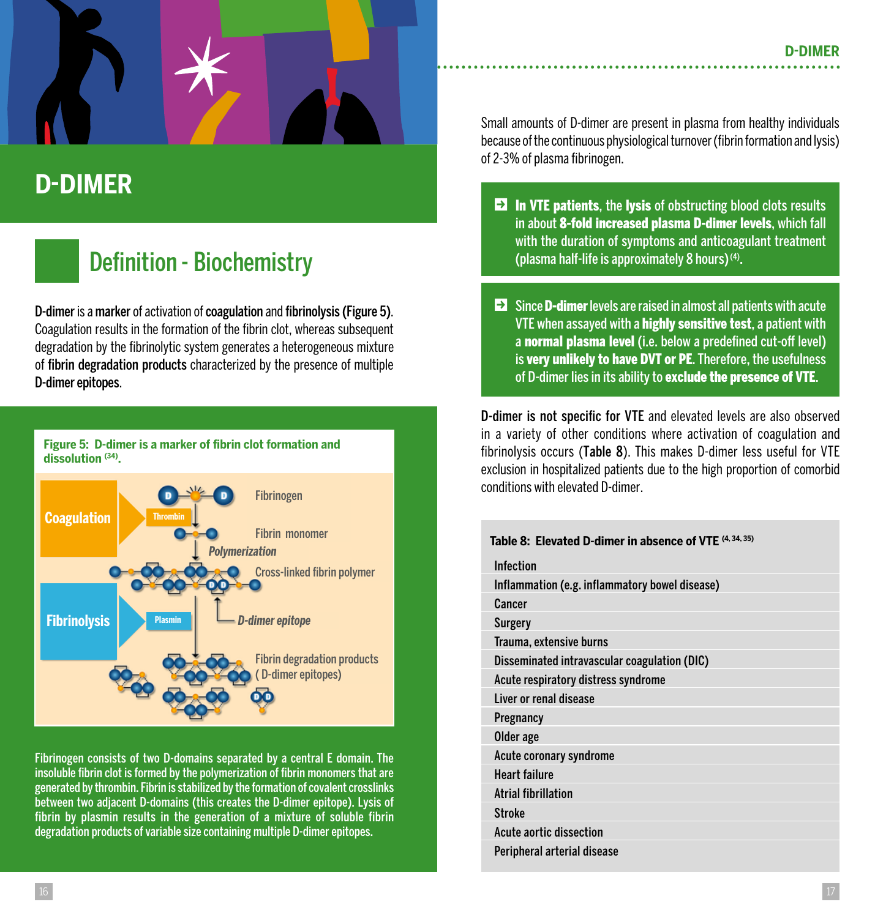# D-DIMER

## Definition - Biochemistry

**D-dimer** is a **marker** of activation of **coagulation** and **fibrinolysis (Figure 5)**. Coagulation results in the formation of the fibrin clot, whereas subsequent degradation by the fibrinolytic system generates a heterogeneous mixture of **fibrin degradation products** characterized by the presence of multiple **D-dimer epitopes**.

**Figure 5: D-dimer is a marker of fibrin clot formation and dissolution [34].**

Coagulation — Thrombin — Fibrinogen — Fibrin monomer — *Polymerization* — Cross-linked fibrin polymer — Fibrinolysis — Plasmin — *D-dimer epitope* — Fibrin degradation products (D-dimer epitopes)

Fibrinogen consists of two D-domains separated by a central E domain. The insoluble fibrin clot is formed by the polymerization of fibrin monomers that are generated by thrombin. Fibrin is stabilized by the formation of covalent crosslinks between two adjacent D-domains (this creates the D-dimer epitope). Lysis of fibrin by plasmin results in the generation of a mixture of soluble fibrin degradation products of variable size containing multiple D-dimer epitopes.

Small amounts of D-dimer are present in plasma from healthy individuals because of the continuous physiological turnover (fibrin formation and lysis) of 2-3% of plasma fibrinogen.

- **In VTE patients**, the **lysis** of obstructing blood clots results in about **8-fold increased plasma D-dimer levels**, which fall with the duration of symptoms and anticoagulant treatment (plasma half-life is approximately 8 hours) [4].

- Since **D-dimer** levels are raised in almost all patients with acute VTE when assayed with a **highly sensitive test**, a patient with a **normal plasma level** (i.e. below a predefined cut-off level) is **very unlikely to have DVT or PE**. Therefore, the usefulness of D-dimer lies in its ability to **exclude the presence of VTE.**

**D-dimer is not specific for VTE** and elevated levels are also observed in a variety of other conditions where activation of coagulation and fibrinolysis occurs (**Table 8**). This makes D-dimer less useful for VTE exclusion in hospitalized patients due to the high proportion of comorbid conditions with elevated D-dimer.

| Table 8: Elevated D-dimer in absence of VTE [4, 34, 35] |
|---|
| Infection |
| Inflammation (e.g. inflammatory bowel disease) |
| Cancer |
| Surgery |
| Trauma, extensive burns |
| Disseminated intravascular coagulation (DIC) |
| Acute respiratory distress syndrome |
| Liver or renal disease |
| Pregnancy |
| Older age |
| Acute coronary syndrome |
| Heart failure |
| Atrial fibrillation |
| Stroke |
| Acute aortic dissection |
| Peripheral arterial disease |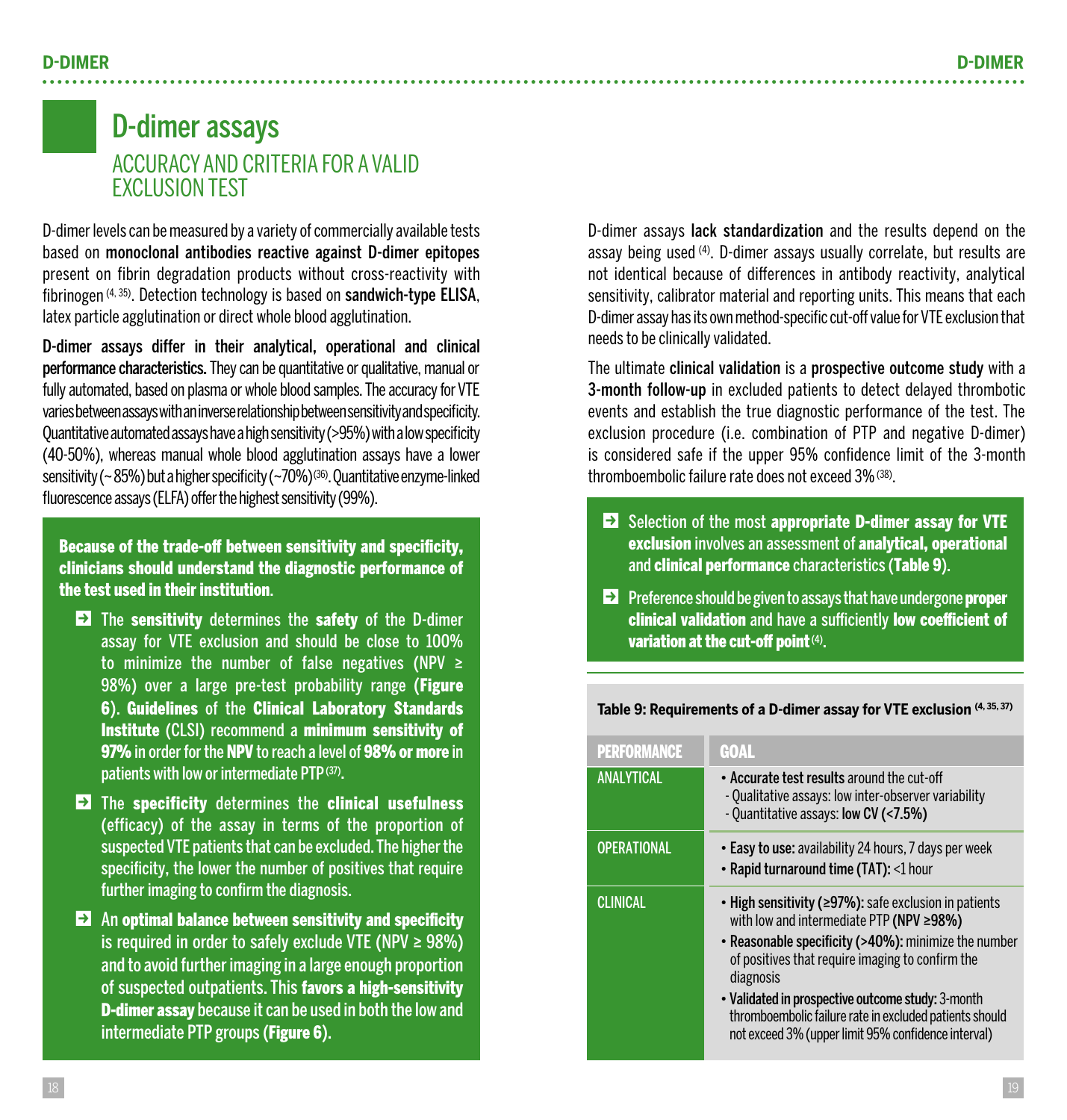# D-dimer assays

## ACCURACY AND CRITERIA FOR A VALID EXCLUSION TEST

D-dimer levels can be measured by a variety of commercially available tests based on **monoclonal antibodies reactive against D-dimer epitopes** present on fibrin degradation products without cross-reactivity with fibrinogen [4, 35]. Detection technology is based on **sandwich-type ELISA**, latex particle agglutination or direct whole blood agglutination.

**D-dimer assays differ in their analytical, operational and clinical performance characteristics.** They can be quantitative or qualitative, manual or fully automated, based on plasma or whole blood samples. The accuracy for VTE varies between assays with an inverse relationship between sensitivity and specificity. Quantitative automated assays have a high sensitivity (>95%) with a low specificity (40-50%), whereas manual whole blood agglutination assays have a lower sensitivity (~ 85%) but a higher specificity (~70%) [36]. Quantitative enzyme-linked fluorescence assays (ELFA) offer the highest sensitivity (99%).

**Because of the trade-off between sensitivity and specificity, clinicians should understand the diagnostic performance of the test used in their institution.**

- The **sensitivity** determines the **safety** of the D-dimer assay for VTE exclusion and should be close to 100% to minimize the number of false negatives (NPV ≥ 98%) over a large pre-test probability range (**Figure 6**). **Guidelines** of the **Clinical Laboratory Standards Institute** (CLSI) recommend a **minimum sensitivity of 97%** in order for the **NPV** to reach a level of **98% or more** in patients with low or intermediate PTP [37].
- The **specificity** determines the **clinical usefulness** (efficacy) of the assay in terms of the proportion of suspected VTE patients that can be excluded. The higher the specificity, the lower the number of positives that require further imaging to confirm the diagnosis.
- An **optimal balance between sensitivity and specificity** is required in order to safely exclude VTE (NPV ≥ 98%) and to avoid further imaging in a large enough proportion of suspected outpatients. This **favors a high-sensitivity D-dimer assay** because it can be used in both the low and intermediate PTP groups (**Figure 6**).

D-dimer assays **lack standardization** and the results depend on the assay being used [4]. D-dimer assays usually correlate, but results are not identical because of differences in antibody reactivity, analytical sensitivity, calibrator material and reporting units. This means that each D-dimer assay has its own method-specific cut-off value for VTE exclusion that needs to be clinically validated.

The ultimate **clinical validation** is a **prospective outcome study** with a **3-month follow-up** in excluded patients to detect delayed thrombotic events and establish the true diagnostic performance of the test. The exclusion procedure (i.e. combination of PTP and negative D-dimer) is considered safe if the upper 95% confidence limit of the 3-month thromboembolic failure rate does not exceed 3% [38].

- Selection of the most **appropriate D-dimer assay for VTE exclusion** involves an assessment of **analytical, operational** and **clinical performance** characteristics (**Table 9**).
- Preference should be given to assays that have undergone **proper clinical validation** and have a sufficiently **low coefficient of variation at the cut-off point** [4].

**Table 9: Requirements of a D-dimer assay for VTE exclusion [4, 35, 37]**

| PERFORMANCE | GOAL |
| --- | --- |
| ANALYTICAL | • **Accurate test results** around the cut-off<br>- Qualitative assays: low inter-observer variability<br>- Quantitative assays: **low CV (<7.5%)** |
| OPERATIONAL | • **Easy to use:** availability 24 hours, 7 days per week<br>• **Rapid turnaround time (TAT):** <1 hour |
| CLINICAL | • **High sensitivity (≥97%):** safe exclusion in patients with low and intermediate PTP **(NPV ≥98%)**<br>• **Reasonable specificity (>40%):** minimize the number of positives that require imaging to confirm the diagnosis<br>• **Validated in prospective outcome study:** 3-month thromboembolic failure rate in excluded patients should not exceed 3% (upper limit 95% confidence interval) |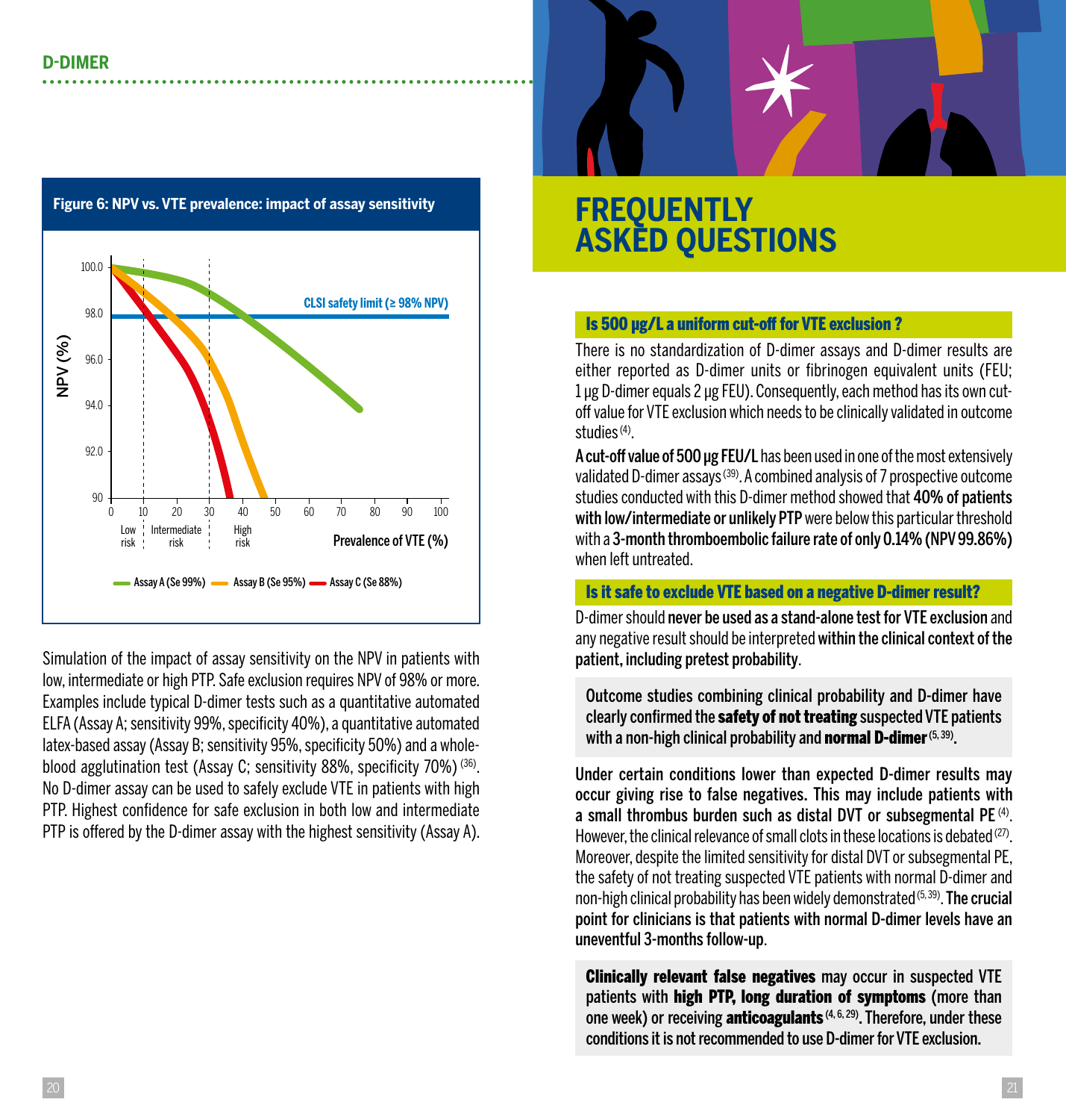## D-DIMER

**Figure 6: NPV vs. VTE prevalence: impact of assay sensitivity**

Simulation of the impact of assay sensitivity on the NPV in patients with low, intermediate or high PTP. Safe exclusion requires NPV of 98% or more. Examples include typical D-dimer tests such as a quantitative automated ELFA (Assay A; sensitivity 99%, specificity 40%), a quantitative automated latex-based assay (Assay B; sensitivity 95%, specificity 50%) and a whole-blood agglutination test (Assay C; sensitivity 88%, specificity 70%) [36]. No D-dimer assay can be used to safely exclude VTE in patients with high PTP. Highest confidence for safe exclusion in both low and intermediate PTP is offered by the D-dimer assay with the highest sensitivity (Assay A).

# FREQUENTLY ASKED QUESTIONS

### Is 500 µg/L a uniform cut-off for VTE exclusion ?

There is no standardization of D-dimer assays and D-dimer results are either reported as D-dimer units or fibrinogen equivalent units (FEU; 1 µg D-dimer equals 2 µg FEU). Consequently, each method has its own cut-off value for VTE exclusion which needs to be clinically validated in outcome studies [4].

**A cut-off value of 500 µg FEU/L** has been used in one of the most extensively validated D-dimer assays [39]. A combined analysis of 7 prospective outcome studies conducted with this D-dimer method showed that **40% of patients with low/intermediate or unlikely PTP** were below this particular threshold with a **3-month thromboembolic failure rate of only 0.14% (NPV 99.86%)** when left untreated.

### Is it safe to exclude VTE based on a negative D-dimer result?

D-dimer should **never be used as a stand-alone test for VTE exclusion** and any negative result should be interpreted **within the clinical context of the patient, including pretest probability**.

Outcome studies combining clinical probability and D-dimer have clearly confirmed the **safety of not treating** suspected VTE patients with a non-high clinical probability and **normal D-dimer** [5, 39].

**Under certain conditions lower than expected D-dimer results may occur giving rise to false negatives. This may include patients with a small thrombus burden such as distal DVT or subsegmental PE** [4]. However, the clinical relevance of small clots in these locations is debated [27]. Moreover, despite the limited sensitivity for distal DVT or subsegmental PE, the safety of not treating suspected VTE patients with normal D-dimer and non-high clinical probability has been widely demonstrated [5, 39]. **The crucial point for clinicians is that patients with normal D-dimer levels have an uneventful 3-months follow-up**.

**Clinically relevant false negatives** may occur in suspected VTE patients with **high PTP, long duration of symptoms** (more than one week) or receiving **anticoagulants** [4, 6, 29]. Therefore, under these conditions it is not recommended to use D-dimer for VTE exclusion.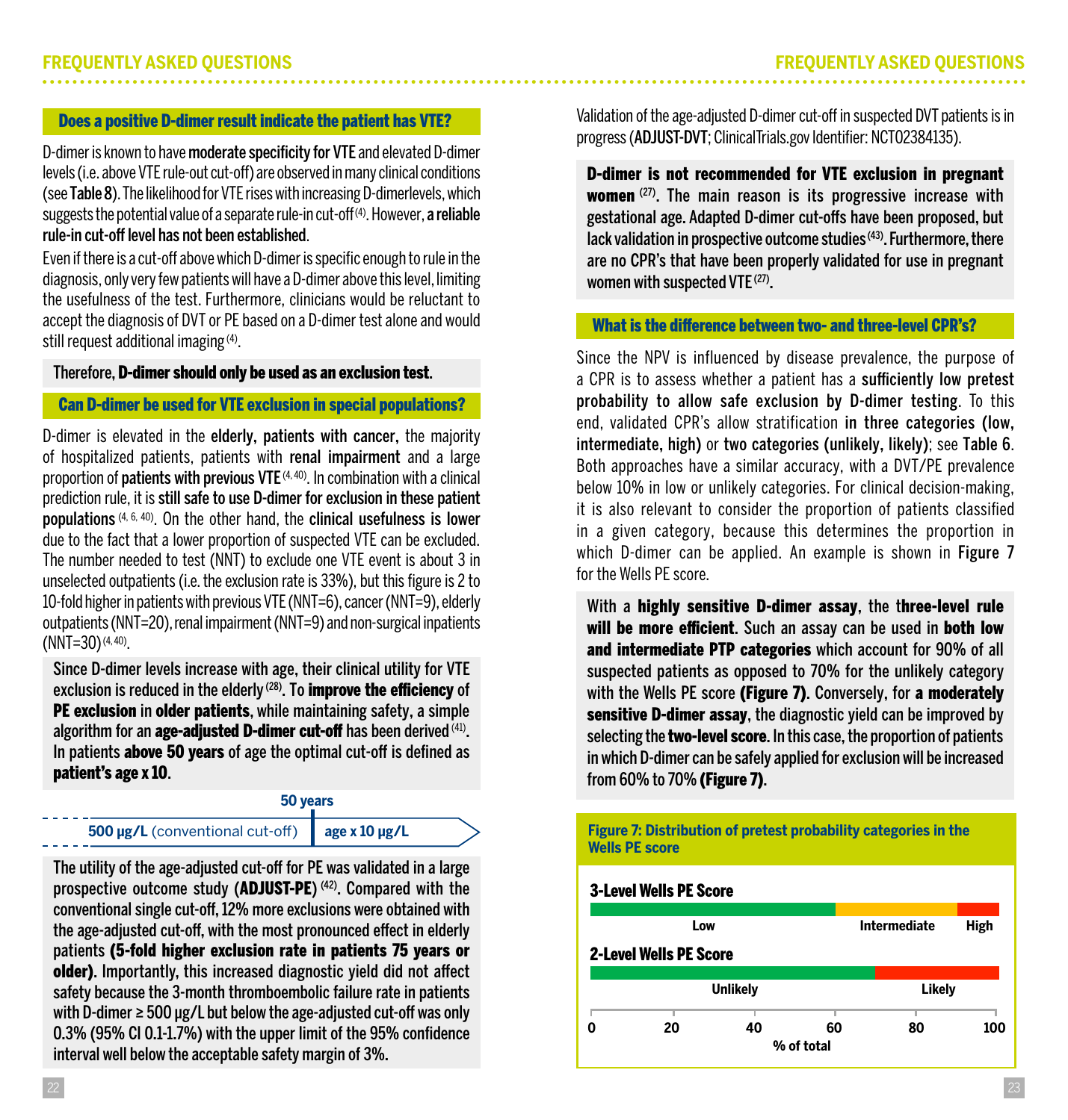### Does a positive D-dimer result indicate the patient has VTE?

D-dimer is known to have **moderate specificity for VTE** and elevated D-dimer levels (i.e. above VTE rule-out cut-off) are observed in many clinical conditions (see **Table 8**). The likelihood for VTE rises with increasing D-dimerlevels, which suggests the potential value of a separate rule-in cut-off [4]. However, **a reliable rule-in cut-off level has not been established**.

Even if there is a cut-off above which D-dimer is specific enough to rule in the diagnosis, only very few patients will have a D-dimer above this level, limiting the usefulness of the test. Furthermore, clinicians would be reluctant to accept the diagnosis of DVT or PE based on a D-dimer test alone and would still request additional imaging [4].

Therefore, **D-dimer should only be used as an exclusion test.**

### Can D-dimer be used for VTE exclusion in special populations?

D-dimer is elevated in the **elderly, patients with cancer,** the majority of hospitalized patients, patients with **renal impairment** and a large proportion of **patients with previous VTE** [4, 40]. In combination with a clinical prediction rule, it is **still safe to use D-dimer for exclusion in these patient populations** [4, 6, 40]. On the other hand, the **clinical usefulness is lower** due to the fact that a lower proportion of suspected VTE can be excluded. The number needed to test (NNT) to exclude one VTE event is about 3 in unselected outpatients (i.e. the exclusion rate is 33%), but this figure is 2 to 10-fold higher in patients with previous VTE (NNT=6), cancer (NNT=9), elderly outpatients (NNT=20), renal impairment (NNT=9) and non-surgical inpatients (NNT=30) [4, 40].

Since D-dimer levels increase with age, their clinical utility for VTE exclusion is reduced in the elderly [28]. To **improve the efficiency** of **PE exclusion** in **older patients**, while maintaining safety, a simple algorithm for an **age-adjusted D-dimer cut-off** has been derived [41]. In patients **above 50 years** of age the optimal cut-off is defined as **patient's age x 10**.

| | **50 years** |
|---|---|
| **500 µg/L** (conventional cut-off) | **age x 10 µg/L** |

The utility of the age-adjusted cut-off for PE was validated in a large prospective outcome study (**ADJUST-PE**) [42]. Compared with the conventional single cut-off, 12% more exclusions were obtained with the age-adjusted cut-off, with the most pronounced effect in elderly patients **(5-fold higher exclusion rate in patients 75 years or older)**. Importantly, this increased diagnostic yield did not affect safety because the 3-month thromboembolic failure rate in patients with D-dimer ≥ 500 µg/L but below the age-adjusted cut-off was only 0.3% (95% CI 0.1-1.7%) with the upper limit of the 95% confidence interval well below the acceptable safety margin of 3%.

Validation of the age-adjusted D-dimer cut-off in suspected DVT patients is in progress (**ADJUST-DVT**; ClinicalTrials.gov Identifier: NCT02384135).

**D-dimer is not recommended for VTE exclusion in pregnant women** [27]. The main reason is its progressive increase with gestational age. Adapted D-dimer cut-offs have been proposed, but lack validation in prospective outcome studies [43]. Furthermore, there are no CPR's that have been properly validated for use in pregnant women with suspected VTE [27].

### What is the difference between two- and three-level CPR's?

Since the NPV is influenced by disease prevalence, the purpose of a CPR is to assess whether a patient has a **sufficiently low pretest probability to allow safe exclusion by D-dimer testing**. To this end, validated CPR's allow stratification **in three categories (low, intermediate, high)** or **two categories (unlikely, likely)**; see **Table 6**. Both approaches have a similar accuracy, with a DVT/PE prevalence below 10% in low or unlikely categories. For clinical decision-making, it is also relevant to consider the proportion of patients classified in a given category, because this determines the proportion in which D-dimer can be applied. An example is shown in **Figure 7** for the Wells PE score.

With a **highly sensitive D-dimer assay**, the **three-level rule will be more efficient**. Such an assay can be used in **both low and intermediate PTP categories** which account for 90% of all suspected patients as opposed to 70% for the unlikely category with the Wells PE score **(Figure 7)**. Conversely, for **a moderately sensitive D-dimer assay**, the diagnostic yield can be improved by selecting the **two-level score**. In this case, the proportion of patients in which D-dimer can be safely applied for exclusion will be increased from 60% to 70% **(Figure 7)**.

**Figure 7: Distribution of pretest probability categories in the Wells PE score**

| Wells PE Score | Low / Unlikely | Intermediate | High / Likely |
|---|---|---|---|
| 3-Level | 0–60% (Low) | 60–90% (Intermediate) | 90–100% (High) |
| 2-Level | 0–70% (Unlikely) | | 70–100% (Likely) |

% of total (0, 20, 40, 60, 80, 100)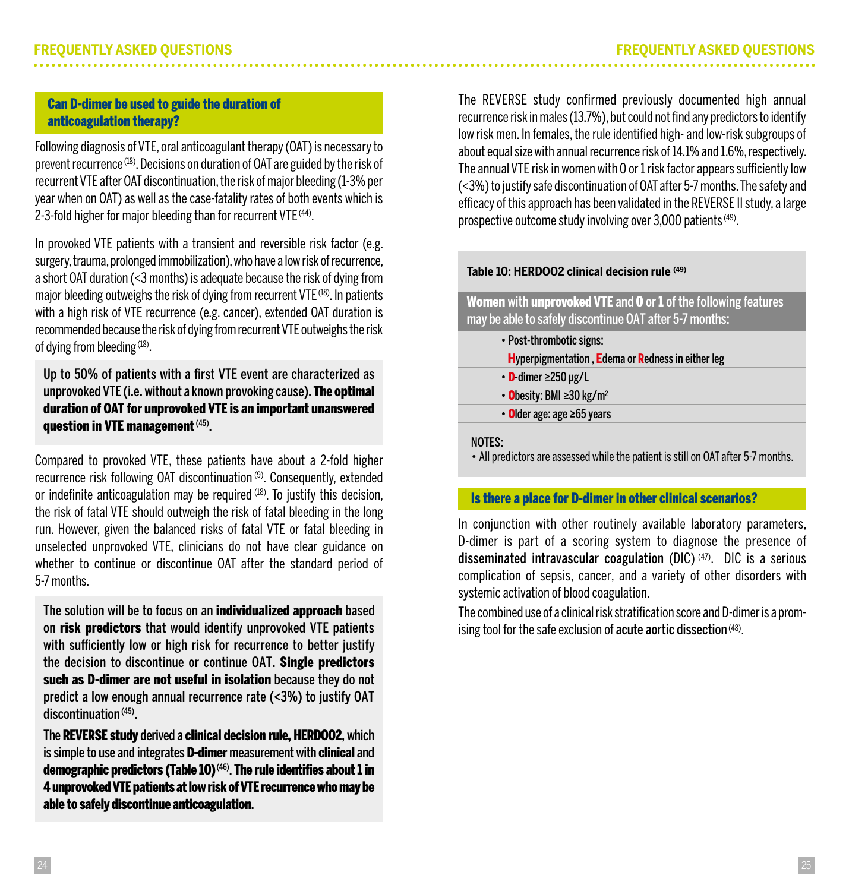## Can D-dimer be used to guide the duration of anticoagulation therapy?

Following diagnosis of VTE, oral anticoagulant therapy (OAT) is necessary to prevent recurrence [18]. Decisions on duration of OAT are guided by the risk of recurrent VTE after OAT discontinuation, the risk of major bleeding (1-3% per year when on OAT) as well as the case-fatality rates of both events which is 2-3-fold higher for major bleeding than for recurrent VTE [44].

In provoked VTE patients with a transient and reversible risk factor (e.g. surgery, trauma, prolonged immobilization), who have a low risk of recurrence, a short OAT duration (<3 months) is adequate because the risk of dying from major bleeding outweighs the risk of dying from recurrent VTE [18]. In patients with a high risk of VTE recurrence (e.g. cancer), extended OAT duration is recommended because the risk of dying from recurrent VTE outweighs the risk of dying from bleeding [18].

Up to 50% of patients with a first VTE event are characterized as unprovoked VTE (i.e. without a known provoking cause). **The optimal duration of OAT for unprovoked VTE is an important unanswered question in VTE management** [45].

Compared to provoked VTE, these patients have about a 2-fold higher recurrence risk following OAT discontinuation [9]. Consequently, extended or indefinite anticoagulation may be required [18]. To justify this decision, the risk of fatal VTE should outweigh the risk of fatal bleeding in the long run. However, given the balanced risks of fatal VTE or fatal bleeding in unselected unprovoked VTE, clinicians do not have clear guidance on whether to continue or discontinue OAT after the standard period of 5-7 months.

The solution will be to focus on an **individualized approach** based on **risk predictors** that would identify unprovoked VTE patients with sufficiently low or high risk for recurrence to better justify the decision to discontinue or continue OAT. **Single predictors such as D-dimer are not useful in isolation** because they do not predict a low enough annual recurrence rate (<3%) to justify OAT discontinuation [45].

The **REVERSE study** derived a **clinical decision rule, HERDOO2**, which is simple to use and integrates **D-dimer** measurement with **clinical** and **demographic predictors (Table 10)** [46]. **The rule identifies about 1 in 4 unprovoked VTE patients at low risk of VTE recurrence who may be able to safely discontinue anticoagulation.**

The REVERSE study confirmed previously documented high annual recurrence risk in males (13.7%), but could not find any predictors to identify low risk men. In females, the rule identified high- and low-risk subgroups of about equal size with annual recurrence risk of 14.1% and 1.6%, respectively. The annual VTE risk in women with 0 or 1 risk factor appears sufficiently low (<3%) to justify safe discontinuation of OAT after 5-7 months. The safety and efficacy of this approach has been validated in the REVERSE II study, a large prospective outcome study involving over 3,000 patients [49].

**Table 10: HERDOO2 clinical decision rule** [49]

| **Women** with **unprovoked VTE** and **0** or **1** of the following features may be able to safely discontinue OAT after 5-7 months: |
|---|
| • Post-thrombotic signs: **H**yperpigmentation , **E**dema or **R**edness in either leg |
| • **D**-dimer ≥250 µg/L |
| • **O**besity: BMI ≥30 kg/m² |
| • **O**lder age: age ≥65 years |

NOTES:
- All predictors are assessed while the patient is still on OAT after 5-7 months.

## Is there a place for D-dimer in other clinical scenarios?

In conjunction with other routinely available laboratory parameters, D-dimer is part of a scoring system to diagnose the presence of **disseminated intravascular coagulation** (DIC) [47]. DIC is a serious complication of sepsis, cancer, and a variety of other disorders with systemic activation of blood coagulation.

The combined use of a clinical risk stratification score and D-dimer is a promising tool for the safe exclusion of **acute aortic dissection** [48].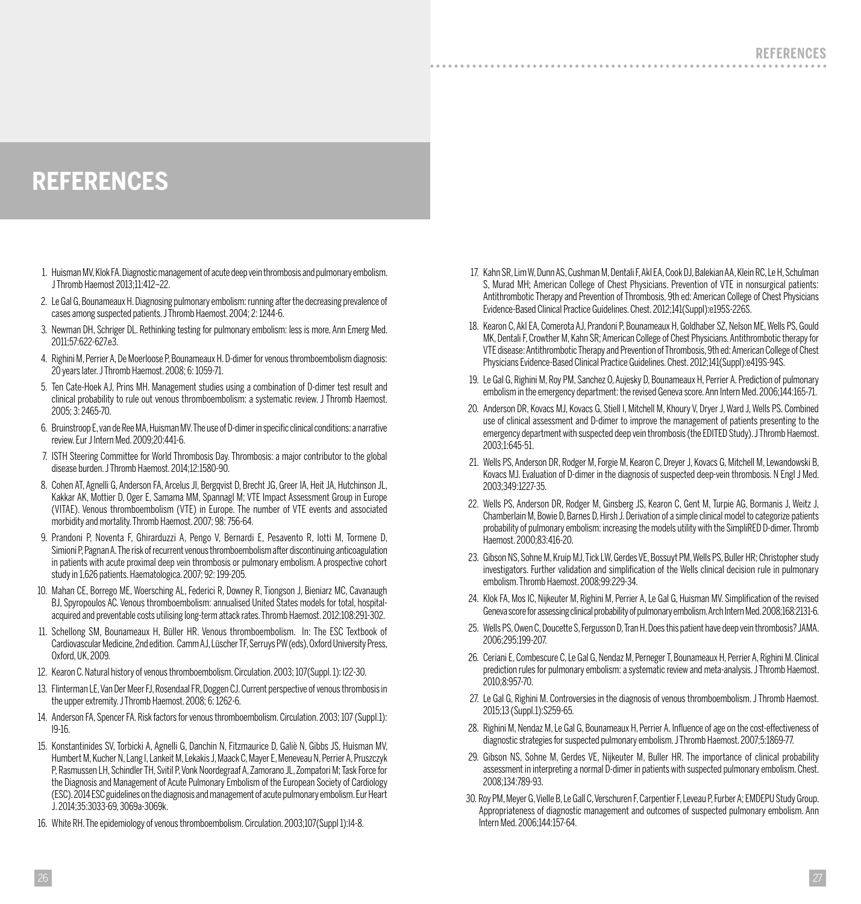# REFERENCES

1. Huisman MV, Klok FA. Diagnostic management of acute deep vein thrombosis and pulmonary embolism. J Thromb Haemost 2013;11:412–22.
2. Le Gal G, Bounameaux H. Diagnosing pulmonary embolism: running after the decreasing prevalence of cases among suspected patients. J Thromb Haemost. 2004; 2: 1244-6.
3. Newman DH, Schriger DL. Rethinking testing for pulmonary embolism: less is more. Ann Emerg Med. 2011;57:622-627.e3.
4. Righini M, Perrier A, De Moerloose P, Bounameaux H. D-dimer for venous thromboembolism diagnosis: 20 years later. J Thromb Haemost. 2008; 6: 1059-71.
5. Ten Cate-Hoek AJ, Prins MH. Management studies using a combination of D-dimer test result and clinical probability to rule out venous thromboembolism: a systematic review. J Thromb Haemost. 2005; 3: 2465-70.
6. Bruinstroop E, van de Ree MA, Huisman MV. The use of D-dimer in specific clinical conditions: a narrative review. Eur J Intern Med. 2009;20:441-6.
7. ISTH Steering Committee for World Thrombosis Day. Thrombosis: a major contributor to the global disease burden. J Thromb Haemost. 2014;12:1580-90.
8. Cohen AT, Agnelli G, Anderson FA, Arcelus JI, Bergqvist D, Brecht JG, Greer IA, Heit JA, Hutchinson JL, Kakkar AK, Mottier D, Oger E, Samama MM, Spannagl M; VTE Impact Assessment Group in Europe (VITAE). Venous thromboembolism (VTE) in Europe. The number of VTE events and associated morbidity and mortality. Thromb Haemost. 2007; 98: 756-64.
9. Prandoni P, Noventa F, Ghirarduzzi A, Pengo V, Bernardi E, Pesavento R, Iotti M, Tormene D, Simioni P, Pagnan A. The risk of recurrent venous thromboembolism after discontinuing anticoagulation in patients with acute proximal deep vein thrombosis or pulmonary embolism. A prospective cohort study in 1,626 patients. Haematologica. 2007; 92: 199-205.
10. Mahan CE, Borrego ME, Woersching AL, Federici R, Downey R, Tiongson J, Bieniarz MC, Cavanaugh BJ, Spyropoulos AC. Venous thromboembolism: annualised United States models for total, hospital-acquired and preventable costs utilising long-term attack rates. Thromb Haemost. 2012;108:291-302.
11. Schellong SM, Bounameaux H, Büller HR. Venous thromboembolism. In: The ESC Textbook of Cardiovascular Medicine, 2nd edition. Camm AJ, Lüscher TF, Serruys PW (eds), Oxford University Press, Oxford, UK, 2009.
12. Kearon C. Natural history of venous thromboembolism. Circulation. 2003; 107(Suppl. 1): I22-30.
13. Flinterman LE, Van Der Meer FJ, Rosendaal FR, Doggen CJ. Current perspective of venous thrombosis in the upper extremity. J Thromb Haemost. 2008; 6: 1262-6.
14. Anderson FA, Spencer FA. Risk factors for venous thromboembolism. Circulation. 2003; 107 (Suppl.1): I9-16.
15. Konstantinides SV, Torbicki A, Agnelli G, Danchin N, Fitzmaurice D, Galiè N, Gibbs JS, Huisman MV, Humbert M, Kucher N, Lang I, Lankeit M, Lekakis J, Maack C, Mayer E, Meneveau N, Perrier A, Pruszczyk P, Rasmussen LH, Schindler TH, Svitil P, Vonk Noordegraaf A, Zamorano JL, Zompatori M; Task Force for the Diagnosis and Management of Acute Pulmonary Embolism of the European Society of Cardiology (ESC). 2014 ESC guidelines on the diagnosis and management of acute pulmonary embolism. Eur Heart J. 2014;35:3033-69, 3069a-3069k.
16. White RH. The epidemiology of venous thromboembolism. Circulation. 2003;107(Suppl 1):I4-8.
17. Kahn SR, Lim W, Dunn AS, Cushman M, Dentali F, Akl EA, Cook DJ, Balekian AA, Klein RC, Le H, Schulman S, Murad MH; American College of Chest Physicians. Prevention of VTE in nonsurgical patients: Antithrombotic Therapy and Prevention of Thrombosis, 9th ed: American College of Chest Physicians Evidence-Based Clinical Practice Guidelines. Chest. 2012;141(Suppl):e195S-226S.
18. Kearon C, Akl EA, Comerota AJ, Prandoni P, Bounameaux H, Goldhaber SZ, Nelson ME, Wells PS, Gould MK, Dentali F, Crowther M, Kahn SR; American College of Chest Physicians. Antithrombotic therapy for VTE disease: Antithrombotic Therapy and Prevention of Thrombosis, 9th ed: American College of Chest Physicians Evidence-Based Clinical Practice Guidelines. Chest. 2012;141(Suppl):e419S-94S.
19. Le Gal G, Righini M, Roy PM, Sanchez O, Aujesky D, Bounameaux H, Perrier A. Prediction of pulmonary embolism in the emergency department: the revised Geneva score. Ann Intern Med. 2006;144:165-71.
20. Anderson DR, Kovacs MJ, Kovacs G, Stiell I, Mitchell M, Khoury V, Dryer J, Ward J, Wells PS. Combined use of clinical assessment and D-dimer to improve the management of patients presenting to the emergency department with suspected deep vein thrombosis (the EDITED Study). J Thromb Haemost. 2003;1:645-51.
21. Wells PS, Anderson DR, Rodger M, Forgie M, Kearon C, Dreyer J, Kovacs G, Mitchell M, Lewandowski B, Kovacs MJ. Evaluation of D-dimer in the diagnosis of suspected deep-vein thrombosis. N Engl J Med. 2003;349:1227-35.
22. Wells PS, Anderson DR, Rodger M, Ginsberg JS, Kearon C, Gent M, Turpie AG, Bormanis J, Weitz J, Chamberlain M, Bowie D, Barnes D, Hirsh J. Derivation of a simple clinical model to categorize patients probability of pulmonary embolism: increasing the models utility with the SimpliRED D-dimer. Thromb Haemost. 2000;83:416-20.
23. Gibson NS, Sohne M, Kruip MJ, Tick LW, Gerdes VE, Bossuyt PM, Wells PS, Buller HR; Christopher study investigators. Further validation and simplification of the Wells clinical decision rule in pulmonary embolism. Thromb Haemost. 2008;99:229-34.
24. Klok FA, Mos IC, Nijkeuter M, Righini M, Perrier A, Le Gal G, Huisman MV. Simplification of the revised Geneva score for assessing clinical probability of pulmonary embolism. Arch Intern Med. 2008;168:2131-6.
25. Wells PS, Owen C, Doucette S, Fergusson D, Tran H. Does this patient have deep vein thrombosis? JAMA. 2006;295:199-207.
26. Ceriani E, Combescure C, Le Gal G, Nendaz M, Perneger T, Bounameaux H, Perrier A, Righini M. Clinical prediction rules for pulmonary embolism: a systematic review and meta-analysis. J Thromb Haemost. 2010;8:957-70.
27. Le Gal G, Righini M. Controversies in the diagnosis of venous thromboembolism. J Thromb Haemost. 2015;13 (Suppl.1):S259-65.
28. Righini M, Nendaz M, Le Gal G, Bounameaux H, Perrier A. Influence of age on the cost-effectiveness of diagnostic strategies for suspected pulmonary embolism. J Thromb Haemost. 2007;5:1869-77.
29. Gibson NS, Sohne M, Gerdes VE, Nijkeuter M, Buller HR. The importance of clinical probability assessment in interpreting a normal D-dimer in patients with suspected pulmonary embolism. Chest. 2008;134:789-93.
30. Roy PM, Meyer G, Vielle B, Le Gall C, Verschuren F, Carpentier F, Leveau P, Furber A; EMDEPU Study Group. Appropriateness of diagnostic management and outcomes of suspected pulmonary embolism. Ann Intern Med. 2006;144:157-64.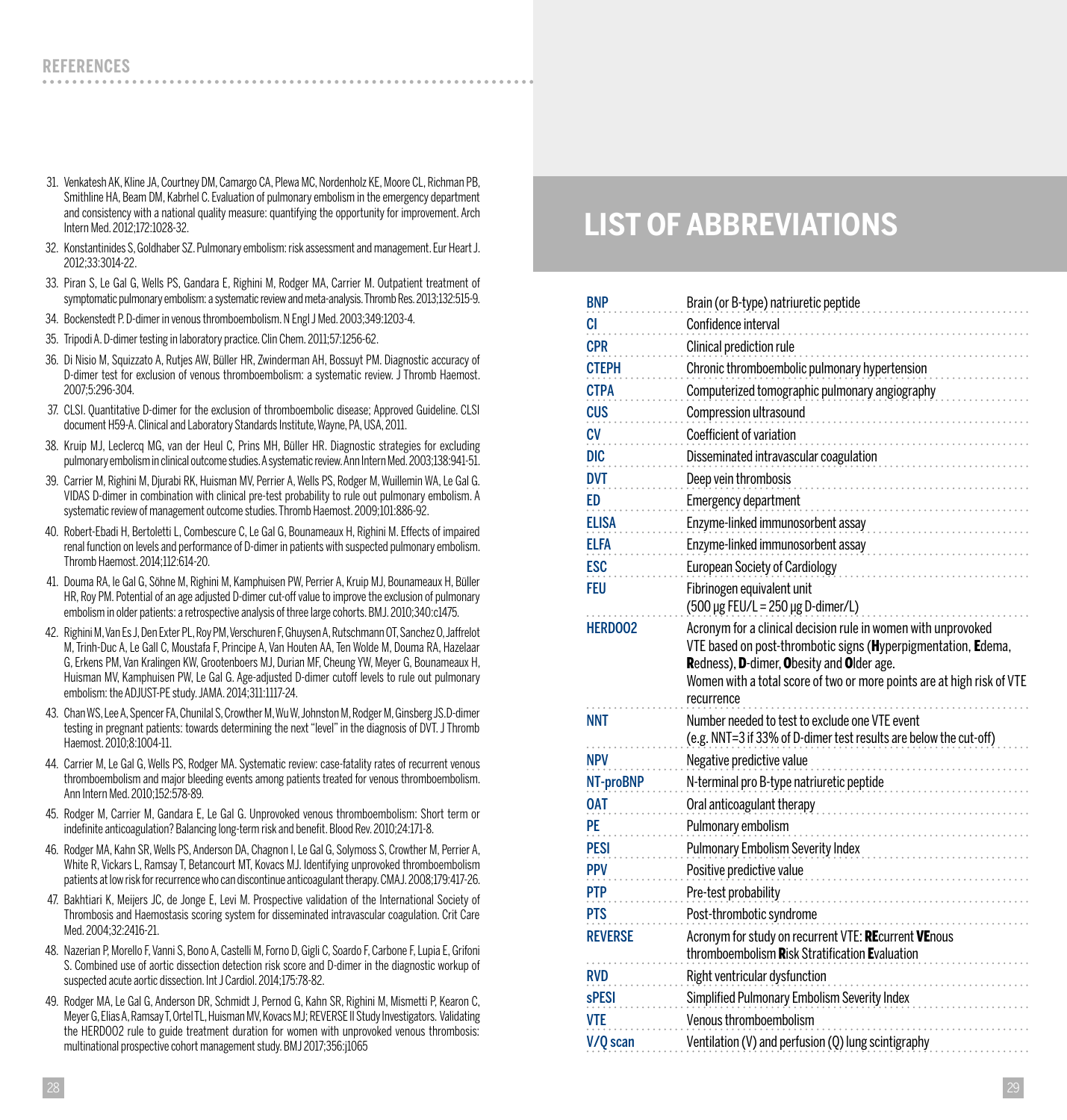## REFERENCES

31. Venkatesh AK, Kline JA, Courtney DM, Camargo CA, Plewa MC, Nordenholz KE, Moore CL, Richman PB, Smithline HA, Beam DM, Kabrhel C. Evaluation of pulmonary embolism in the emergency department and consistency with a national quality measure: quantifying the opportunity for improvement. Arch Intern Med. 2012;172:1028-32.
32. Konstantinides S, Goldhaber SZ. Pulmonary embolism: risk assessment and management. Eur Heart J. 2012;33:3014-22.
33. Piran S, Le Gal G, Wells PS, Gandara E, Righini M, Rodger MA, Carrier M. Outpatient treatment of symptomatic pulmonary embolism: a systematic review and meta-analysis. Thromb Res. 2013;132:515-9.
34. Bockenstedt P. D-dimer in venous thromboembolism. N Engl J Med. 2003;349:1203-4.
35. Tripodi A. D-dimer testing in laboratory practice. Clin Chem. 2011;57:1256-62.
36. Di Nisio M, Squizzato A, Rutjes AW, Büller HR, Zwinderman AH, Bossuyt PM. Diagnostic accuracy of D-dimer test for exclusion of venous thromboembolism: a systematic review. J Thromb Haemost. 2007;5:296-304.
37. CLSI. Quantitative D-dimer for the exclusion of thromboembolic disease; Approved Guideline. CLSI document H59-A. Clinical and Laboratory Standards Institute, Wayne, PA, USA, 2011.
38. Kruip MJ, Leclercq MG, van der Heul C, Prins MH, Büller HR. Diagnostic strategies for excluding pulmonary embolism in clinical outcome studies. A systematic review. Ann Intern Med. 2003;138:941-51.
39. Carrier M, Righini M, Djurabi RK, Huisman MV, Perrier A, Wells PS, Rodger M, Wuillemin WA, Le Gal G. VIDAS D-dimer in combination with clinical pre-test probability to rule out pulmonary embolism. A systematic review of management outcome studies. Thromb Haemost. 2009;101:886-92.
40. Robert-Ebadi H, Bertoletti L, Combescure C, Le Gal G, Bounameaux H, Righini M. Effects of impaired renal function on levels and performance of D-dimer in patients with suspected pulmonary embolism. Thromb Haemost. 2014;112:614-20.
41. Douma RA, le Gal G, Söhne M, Righini M, Kamphuisen PW, Perrier A, Kruip MJ, Bounameaux H, Büller HR, Roy PM. Potential of an age adjusted D-dimer cut-off value to improve the exclusion of pulmonary embolism in older patients: a retrospective analysis of three large cohorts. BMJ. 2010;340:c1475.
42. Righini M, Van Es J, Den Exter PL, Roy PM, Verschuren F, Ghuysen A, Rutschmann OT, Sanchez O, Jaffrelot M, Trinh-Duc A, Le Gall C, Moustafa F, Principe A, Van Houten AA, Ten Wolde M, Douma RA, Hazelaar G, Erkens PM, Van Kralingen KW, Grootenboers MJ, Durian MF, Cheung YW, Meyer G, Bounameaux H, Huisman MV, Kamphuisen PW, Le Gal G. Age-adjusted D-dimer cutoff levels to rule out pulmonary embolism: the ADJUST-PE study. JAMA. 2014;311:1117-24.
43. Chan WS, Lee A, Spencer FA, Chunilal S, Crowther M, Wu W, Johnston M, Rodger M, Ginsberg JS. D-dimer testing in pregnant patients: towards determining the next "level" in the diagnosis of DVT. J Thromb Haemost. 2010;8:1004-11.
44. Carrier M, Le Gal G, Wells PS, Rodger MA. Systematic review: case-fatality rates of recurrent venous thromboembolism and major bleeding events among patients treated for venous thromboembolism. Ann Intern Med. 2010;152:578-89.
45. Rodger M, Carrier M, Gandara E, Le Gal G. Unprovoked venous thromboembolism: Short term or indefinite anticoagulation? Balancing long-term risk and benefit. Blood Rev. 2010;24:171-8.
46. Rodger MA, Kahn SR, Wells PS, Anderson DA, Chagnon I, Le Gal G, Solymoss S, Crowther M, Perrier A, White R, Vickars L, Ramsay T, Betancourt MT, Kovacs MJ. Identifying unprovoked thromboembolism patients at low risk for recurrence who can discontinue anticoagulant therapy. CMAJ. 2008;179:417-26.
47. Bakhtiari K, Meijers JC, de Jonge E, Levi M. Prospective validation of the International Society of Thrombosis and Haemostasis scoring system for disseminated intravascular coagulation. Crit Care Med. 2004;32:2416-21.
48. Nazerian P, Morello F, Vanni S, Bono A, Castelli M, Forno D, Gigli C, Soardo F, Carbone F, Lupia E, Grifoni S. Combined use of aortic dissection detection risk score and D-dimer in the diagnostic workup of suspected acute aortic dissection. Int J Cardiol. 2014;175:78-82.
49. Rodger MA, Le Gal G, Anderson DR, Schmidt J, Pernod G, Kahn SR, Righini M, Mismetti P, Kearon C, Meyer G, Elias A, Ramsay T, Ortel TL, Huisman MV, Kovacs MJ; REVERSE II Study Investigators. Validating the HERDOO2 rule to guide treatment duration for women with unprovoked venous thrombosis: multinational prospective cohort management study. BMJ 2017;356:j1065

# LIST OF ABBREVIATIONS

| Abbreviation | Meaning |
|---|---|
| BNP | Brain (or B-type) natriuretic peptide |
| CI | Confidence interval |
| CPR | Clinical prediction rule |
| CTEPH | Chronic thromboembolic pulmonary hypertension |
| CTPA | Computerized tomographic pulmonary angiography |
| CUS | Compression ultrasound |
| CV | Coefficient of variation |
| DIC | Disseminated intravascular coagulation |
| DVT | Deep vein thrombosis |
| ED | Emergency department |
| ELISA | Enzyme-linked immunosorbent assay |
| ELFA | Enzyme-linked immunosorbent assay |
| ESC | European Society of Cardiology |
| FEU | Fibrinogen equivalent unit (500 µg FEU/L = 250 µg D-dimer/L) |
| HERDOO2 | Acronym for a clinical decision rule in women with unprovoked VTE based on post-thrombotic signs (**H**yperpigmentation, **E**dema, **R**edness), **D**-dimer, **O**besity and **O**lder age. Women with a total score of two or more points are at high risk of VTE recurrence |
| NNT | Number needed to test to exclude one VTE event (e.g. NNT=3 if 33% of D-dimer test results are below the cut-off) |
| NPV | Negative predictive value |
| NT-proBNP | N-terminal pro B-type natriuretic peptide |
| OAT | Oral anticoagulant therapy |
| PE | Pulmonary embolism |
| PESI | Pulmonary Embolism Severity Index |
| PPV | Positive predictive value |
| PTP | Pre-test probability |
| PTS | Post-thrombotic syndrome |
| REVERSE | Acronym for study on recurrent VTE: **RE**current **VE**nous thromboembolism **R**isk Stratification **E**valuation |
| RVD | Right ventricular dysfunction |
| sPESI | Simplified Pulmonary Embolism Severity Index |
| VTE | Venous thromboembolism |
| V/Q scan | Ventilation (V) and perfusion (Q) lung scintigraphy |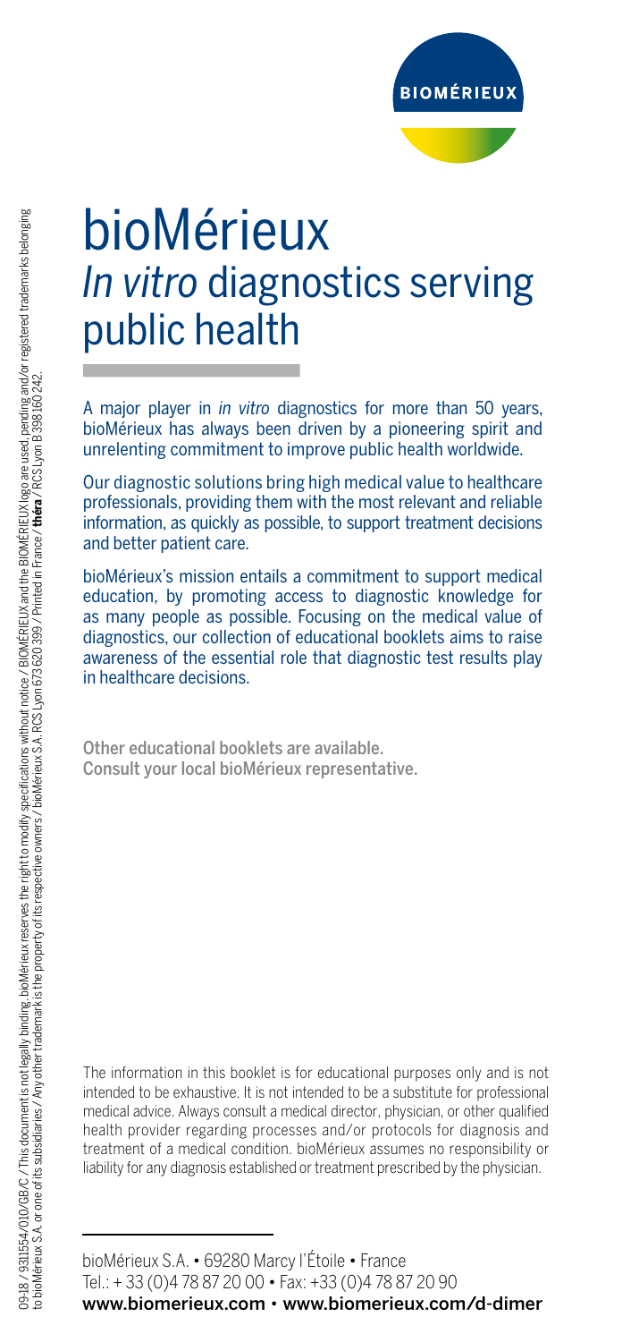BIOMÉRIEUX

# bioMérieux
# *In vitro* diagnostics serving public health

A major player in *in vitro* diagnostics for more than 50 years, bioMérieux has always been driven by a pioneering spirit and unrelenting commitment to improve public health worldwide.

Our diagnostic solutions bring high medical value to healthcare professionals, providing them with the most relevant and reliable information, as quickly as possible, to support treatment decisions and better patient care.

bioMérieux's mission entails a commitment to support medical education, by promoting access to diagnostic knowledge for as many people as possible. Focusing on the medical value of diagnostics, our collection of educational booklets aims to raise awareness of the essential role that diagnostic test results play in healthcare decisions.

**Other educational booklets are available.**
**Consult your local bioMérieux representative.**

09-18 / 9311554/010/GB/C / This document is not legally binding. bioMérieux reserves the right to modify specifications without notice / BIOMÉRIEUX and the BIOMÉRIEUX logo are used, pending and/or registered trademarks belonging to bioMérieux S.A. or one of its subsidiaries / Any other trademark is the property of its respective owners / bioMérieux S.A. RCS Lyon 673 620 399 / Printed in France / **théra** / RCS Lyon B 398 160 242.

The information in this booklet is for educational purposes only and is not intended to be exhaustive. It is not intended to be a substitute for professional medical advice. Always consult a medical director, physician, or other qualified health provider regarding processes and/or protocols for diagnosis and treatment of a medical condition. bioMérieux assumes no responsibility or liability for any diagnosis established or treatment prescribed by the physician.

bioMérieux S.A. • 69280 Marcy l'Étoile • France
Tel.: + 33 (0)4 78 87 20 00 • Fax: +33 (0)4 78 87 20 90
**www.biomerieux.com • www.biomerieux.com/d-dimer**